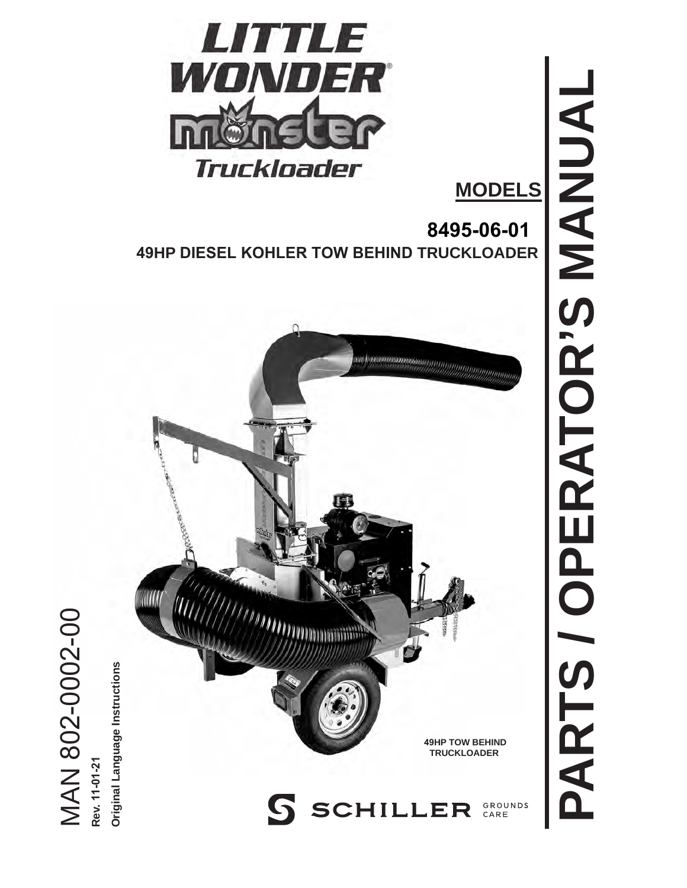# LITTLE WONDER®

# monster

## Truckloader

# PARTS / OPERATOR'S MANUAL

**MODELS**

**8495-06-01**

**49HP DIESEL KOHLER TOW BEHIND TRUCKLOADER**

**49HP TOW BEHIND TRUCKLOADER**

MAN 802-0002-00

**Rev. 11-01-21**

**Original Language Instructions**

SCHILLER GROUNDS CARE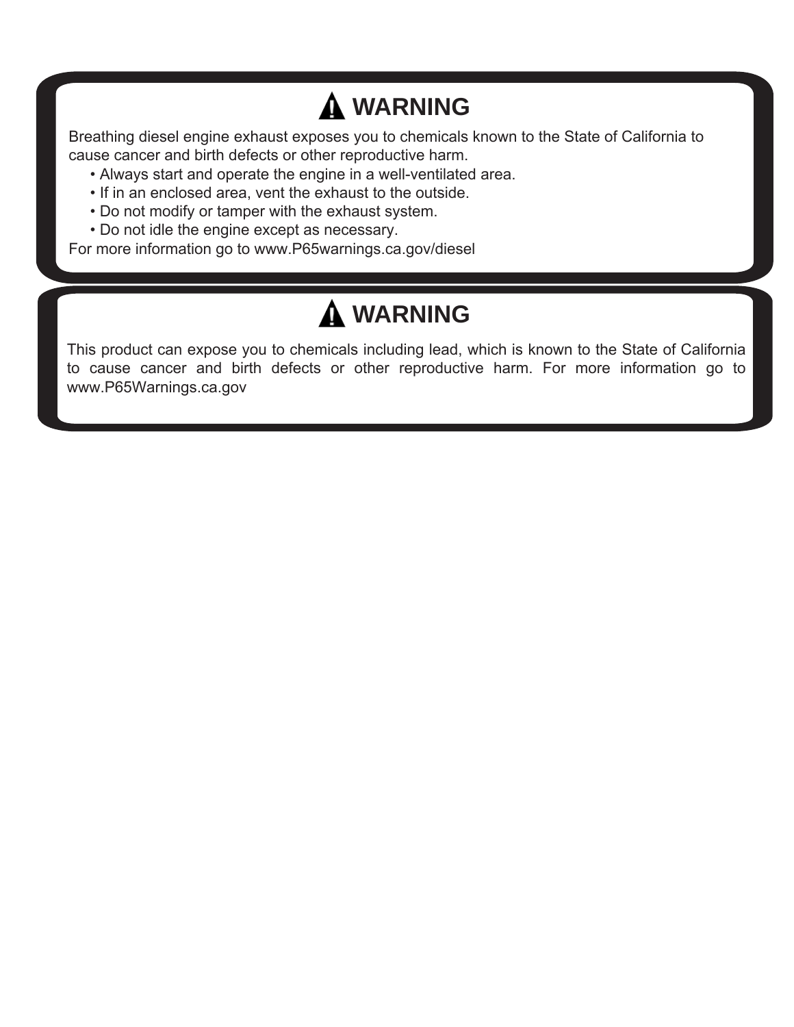## ⚠ WARNING

Breathing diesel engine exhaust exposes you to chemicals known to the State of California to cause cancer and birth defects or other reproductive harm.

- Always start and operate the engine in a well-ventilated area.
- If in an enclosed area, vent the exhaust to the outside.
- Do not modify or tamper with the exhaust system.
- Do not idle the engine except as necessary.

For more information go to www.P65warnings.ca.gov/diesel

## ⚠ WARNING

This product can expose you to chemicals including lead, which is known to the State of California to cause cancer and birth defects or other reproductive harm. For more information go to www.P65Warnings.ca.gov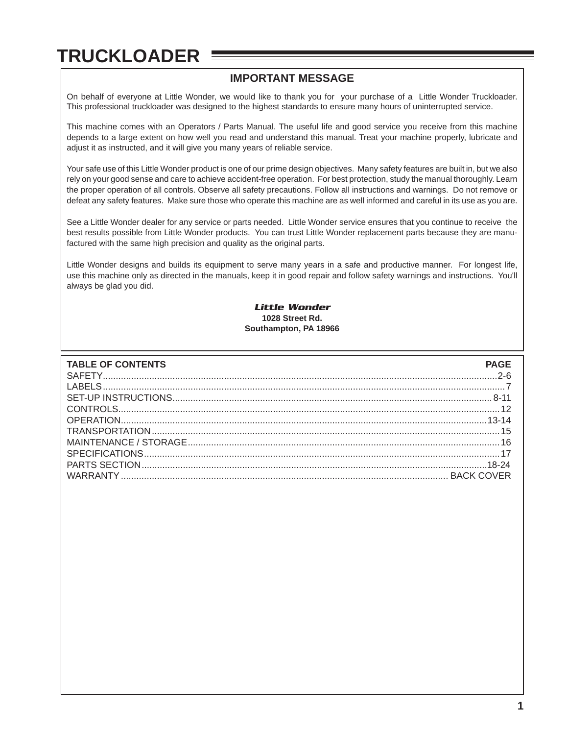# TRUCKLOADER

## IMPORTANT MESSAGE

On behalf of everyone at Little Wonder, we would like to thank you for your purchase of a Little Wonder Truckloader. This professional truckloader was designed to the highest standards to ensure many hours of uninterrupted service.

This machine comes with an Operators / Parts Manual. The useful life and good service you receive from this machine depends to a large extent on how well you read and understand this manual. Treat your machine properly, lubricate and adjust it as instructed, and it will give you many years of reliable service.

Your safe use of this Little Wonder product is one of our prime design objectives. Many safety features are built in, but we also rely on your good sense and care to achieve accident-free operation. For best protection, study the manual thoroughly. Learn the proper operation of all controls. Observe all safety precautions. Follow all instructions and warnings. Do not remove or defeat any safety features. Make sure those who operate this machine are as well informed and careful in its use as you are.

See a Little Wonder dealer for any service or parts needed. Little Wonder service ensures that you continue to receive the best results possible from Little Wonder products. You can trust Little Wonder replacement parts because they are manufactured with the same high precision and quality as the original parts.

Little Wonder designs and builds its equipment to serve many years in a safe and productive manner. For longest life, use this machine only as directed in the manuals, keep it in good repair and follow safety warnings and instructions. You'll always be glad you did.

***Little Wonder***
**1028 Street Rd.**
**Southampton, PA 18966**

| TABLE OF CONTENTS | PAGE |
| --- | --- |
| SAFETY | 2-6 |
| LABELS | 7 |
| SET-UP INSTRUCTIONS | 8-11 |
| CONTROLS | 12 |
| OPERATION | 13-14 |
| TRANSPORTATION | 15 |
| MAINTENANCE / STORAGE | 16 |
| SPECIFICATIONS | 17 |
| PARTS SECTION | 18-24 |
| WARRANTY | BACK COVER |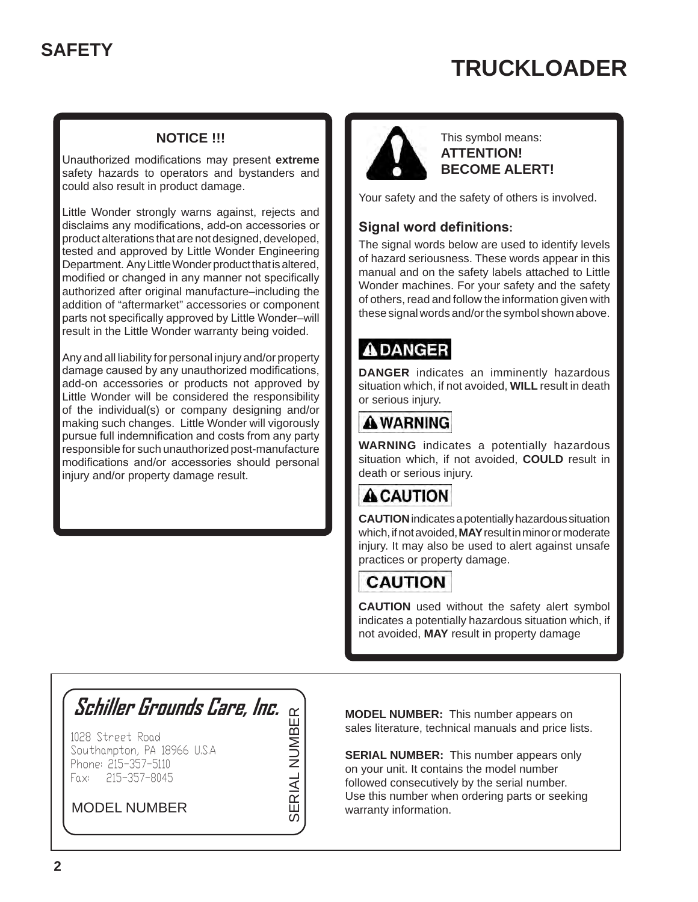# SAFETY

# TRUCKLOADER

### NOTICE !!!

Unauthorized modifications may present **extreme** safety hazards to operators and bystanders and could also result in product damage.

Little Wonder strongly warns against, rejects and disclaims any modifications, add-on accessories or product alterations that are not designed, developed, tested and approved by Little Wonder Engineering Department. Any Little Wonder product that is altered, modified or changed in any manner not specifically authorized after original manufacture–including the addition of “aftermarket” accessories or component parts not specifically approved by Little Wonder–will result in the Little Wonder warranty being voided.

Any and all liability for personal injury and/or property damage caused by any unauthorized modifications, add-on accessories or products not approved by Little Wonder will be considered the responsibility of the individual(s) or company designing and/or making such changes. Little Wonder will vigorously pursue full indemnification and costs from any party responsible for such unauthorized post-manufacture modifications and/or accessories should personal injury and/or property damage result.

This symbol means:
**ATTENTION!**
**BECOME ALERT!**

Your safety and the safety of others is involved.

### Signal word definitions:

The signal words below are used to identify levels of hazard seriousness. These words appear in this manual and on the safety labels attached to Little Wonder machines. For your safety and the safety of others, read and follow the information given with these signal words and/or the symbol shown above.

**DANGER**

**DANGER** indicates an imminently hazardous situation which, if not avoided, **WILL** result in death or serious injury.

**WARNING**

**WARNING** indicates a potentially hazardous situation which, if not avoided, **COULD** result in death or serious injury.

**CAUTION**

**CAUTION** indicates a potentially hazardous situation which, if not avoided, **MAY** result in minor or moderate injury. It may also be used to alert against unsafe practices or property damage.

**CAUTION**

**CAUTION** used without the safety alert symbol indicates a potentially hazardous situation which, if not avoided, **MAY** result in property damage

**Schiller Grounds Care, Inc.**
1028 Street Road
Southampton, PA 18966 U.S.A
Phone: 215-357-5110
Fax: 215-357-8045

MODEL NUMBER

SERIAL NUMBER

**MODEL NUMBER:** This number appears on sales literature, technical manuals and price lists.

**SERIAL NUMBER:** This number appears only on your unit. It contains the model number followed consecutively by the serial number. Use this number when ordering parts or seeking warranty information.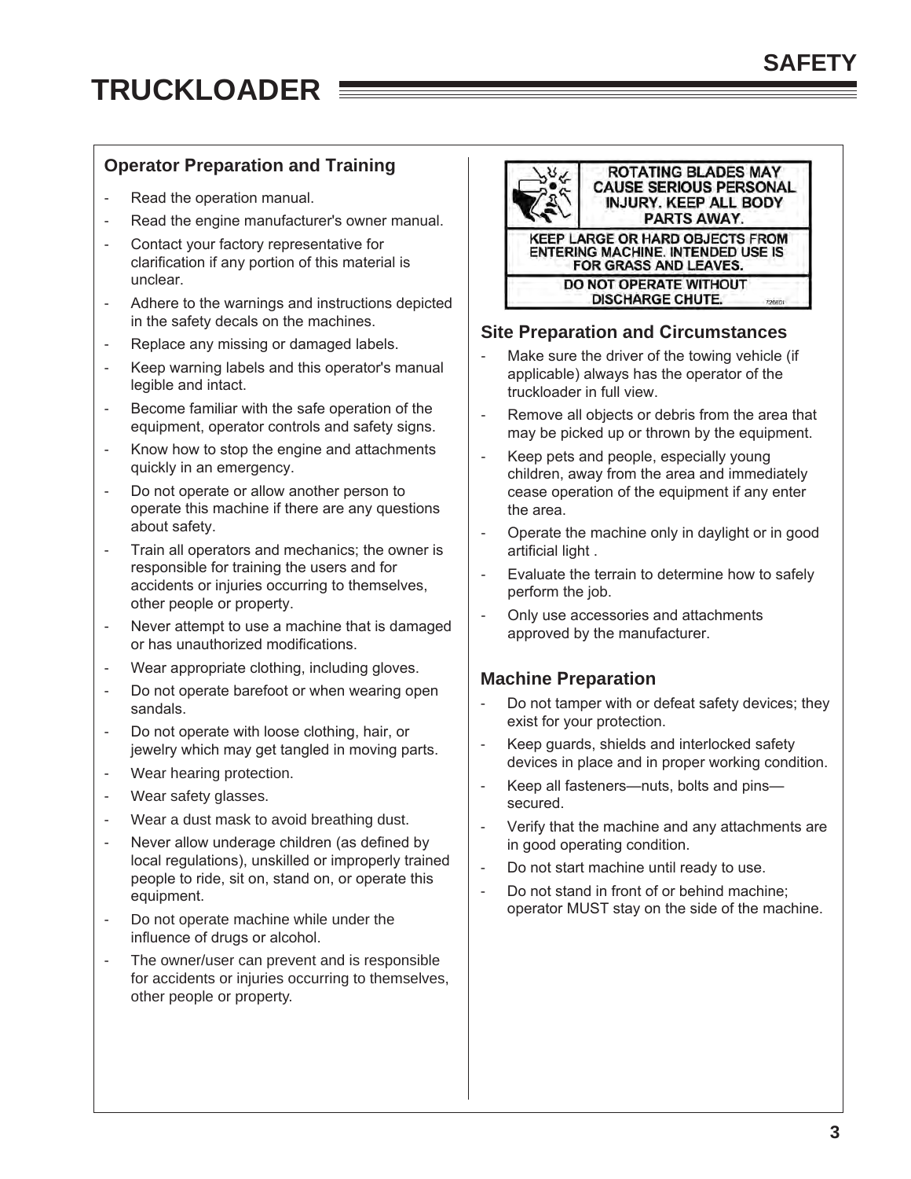# TRUCKLOADER

## SAFETY

### Operator Preparation and Training

- Read the operation manual.
- Read the engine manufacturer's owner manual.
- Contact your factory representative for clarification if any portion of this material is unclear.
- Adhere to the warnings and instructions depicted in the safety decals on the machines.
- Replace any missing or damaged labels.
- Keep warning labels and this operator's manual legible and intact.
- Become familiar with the safe operation of the equipment, operator controls and safety signs.
- Know how to stop the engine and attachments quickly in an emergency.
- Do not operate or allow another person to operate this machine if there are any questions about safety.
- Train all operators and mechanics; the owner is responsible for training the users and for accidents or injuries occurring to themselves, other people or property.
- Never attempt to use a machine that is damaged or has unauthorized modifications.
- Wear appropriate clothing, including gloves.
- Do not operate barefoot or when wearing open sandals.
- Do not operate with loose clothing, hair, or jewelry which may get tangled in moving parts.
- Wear hearing protection.
- Wear safety glasses.
- Wear a dust mask to avoid breathing dust.
- Never allow underage children (as defined by local regulations), unskilled or improperly trained people to ride, sit on, stand on, or operate this equipment.
- Do not operate machine while under the influence of drugs or alcohol.
- The owner/user can prevent and is responsible for accidents or injuries occurring to themselves, other people or property.

ROTATING BLADES MAY CAUSE SERIOUS PERSONAL INJURY. KEEP ALL BODY PARTS AWAY.

KEEP LARGE OR HARD OBJECTS FROM ENTERING MACHINE. INTENDED USE IS FOR GRASS AND LEAVES.

DO NOT OPERATE WITHOUT DISCHARGE CHUTE.

### Site Preparation and Circumstances

- Make sure the driver of the towing vehicle (if applicable) always has the operator of the truckloader in full view.
- Remove all objects or debris from the area that may be picked up or thrown by the equipment.
- Keep pets and people, especially young children, away from the area and immediately cease operation of the equipment if any enter the area.
- Operate the machine only in daylight or in good artificial light .
- Evaluate the terrain to determine how to safely perform the job.
- Only use accessories and attachments approved by the manufacturer.

### Machine Preparation

- Do not tamper with or defeat safety devices; they exist for your protection.
- Keep guards, shields and interlocked safety devices in place and in proper working condition.
- Keep all fasteners—nuts, bolts and pins—secured.
- Verify that the machine and any attachments are in good operating condition.
- Do not start machine until ready to use.
- Do not stand in front of or behind machine; operator MUST stay on the side of the machine.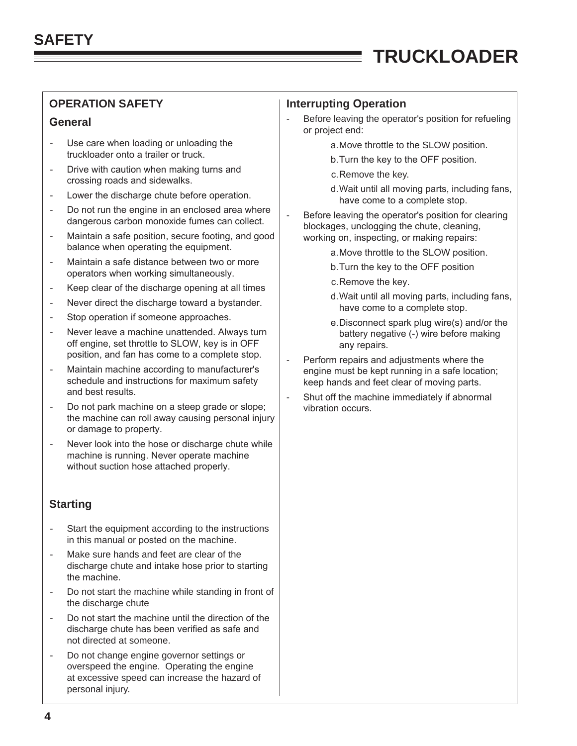## OPERATION SAFETY

### General

- Use care when loading or unloading the truckloader onto a trailer or truck.
- Drive with caution when making turns and crossing roads and sidewalks.
- Lower the discharge chute before operation.
- Do not run the engine in an enclosed area where dangerous carbon monoxide fumes can collect.
- Maintain a safe position, secure footing, and good balance when operating the equipment.
- Maintain a safe distance between two or more operators when working simultaneously.
- Keep clear of the discharge opening at all times
- Never direct the discharge toward a bystander.
- Stop operation if someone approaches.
- Never leave a machine unattended. Always turn off engine, set throttle to SLOW, key is in OFF position, and fan has come to a complete stop.
- Maintain machine according to manufacturer's schedule and instructions for maximum safety and best results.
- Do not park machine on a steep grade or slope; the machine can roll away causing personal injury or damage to property.
- Never look into the hose or discharge chute while machine is running. Never operate machine without suction hose attached properly.

### Starting

- Start the equipment according to the instructions in this manual or posted on the machine.
- Make sure hands and feet are clear of the discharge chute and intake hose prior to starting the machine.
- Do not start the machine while standing in front of the discharge chute
- Do not start the machine until the direction of the discharge chute has been verified as safe and not directed at someone.
- Do not change engine governor settings or overspeed the engine. Operating the engine at excessive speed can increase the hazard of personal injury.

### Interrupting Operation

- Before leaving the operator's position for refueling or project end:
  a. Move throttle to the SLOW position.
  b. Turn the key to the OFF position.
  c. Remove the key.
  d. Wait until all moving parts, including fans, have come to a complete stop.
- Before leaving the operator's position for clearing blockages, unclogging the chute, cleaning, working on, inspecting, or making repairs:
  a. Move throttle to the SLOW position.
  b. Turn the key to the OFF position
  c. Remove the key.
  d. Wait until all moving parts, including fans, have come to a complete stop.
  e. Disconnect spark plug wire(s) and/or the battery negative (-) wire before making any repairs.
- Perform repairs and adjustments where the engine must be kept running in a safe location; keep hands and feet clear of moving parts.
- Shut off the machine immediately if abnormal vibration occurs.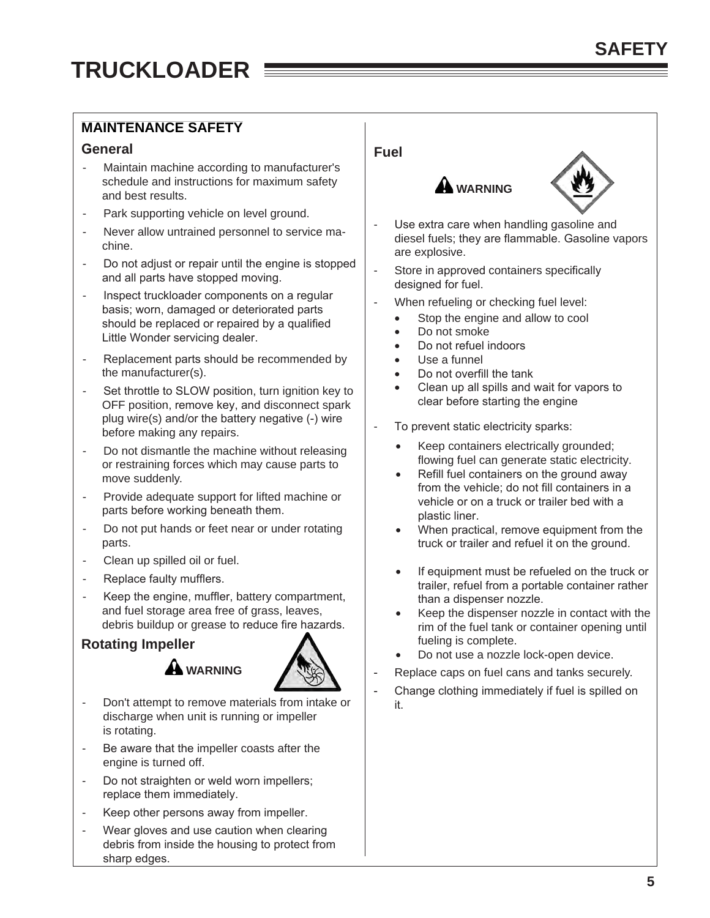# TRUCKLOADER

## SAFETY

### MAINTENANCE SAFETY

#### General

- Maintain machine according to manufacturer's schedule and instructions for maximum safety and best results.
- Park supporting vehicle on level ground.
- Never allow untrained personnel to service machine.
- Do not adjust or repair until the engine is stopped and all parts have stopped moving.
- Inspect truckloader components on a regular basis; worn, damaged or deteriorated parts should be replaced or repaired by a qualified Little Wonder servicing dealer.
- Replacement parts should be recommended by the manufacturer(s).
- Set throttle to SLOW position, turn ignition key to OFF position, remove key, and disconnect spark plug wire(s) and/or the battery negative (-) wire before making any repairs.
- Do not dismantle the machine without releasing or restraining forces which may cause parts to move suddenly.
- Provide adequate support for lifted machine or parts before working beneath them.
- Do not put hands or feet near or under rotating parts.
- Clean up spilled oil or fuel.
- Replace faulty mufflers.
- Keep the engine, muffler, battery compartment, and fuel storage area free of grass, leaves, debris buildup or grease to reduce fire hazards.

#### Rotating Impeller

**WARNING**

- Don't attempt to remove materials from intake or discharge when unit is running or impeller is rotating.
- Be aware that the impeller coasts after the engine is turned off.
- Do not straighten or weld worn impellers; replace them immediately.
- Keep other persons away from impeller.
- Wear gloves and use caution when clearing debris from inside the housing to protect from sharp edges.

#### Fuel

**WARNING**

- Use extra care when handling gasoline and diesel fuels; they are flammable. Gasoline vapors are explosive.
- Store in approved containers specifically designed for fuel.
- When refueling or checking fuel level:
  - Stop the engine and allow to cool
  - Do not smoke
  - Do not refuel indoors
  - Use a funnel
  - Do not overfill the tank
  - Clean up all spills and wait for vapors to clear before starting the engine
- To prevent static electricity sparks:
  - Keep containers electrically grounded; flowing fuel can generate static electricity.
  - Refill fuel containers on the ground away from the vehicle; do not fill containers in a vehicle or on a truck or trailer bed with a plastic liner.
  - When practical, remove equipment from the truck or trailer and refuel it on the ground.
  - If equipment must be refueled on the truck or trailer, refuel from a portable container rather than a dispenser nozzle.
  - Keep the dispenser nozzle in contact with the rim of the fuel tank or container opening until fueling is complete.
  - Do not use a nozzle lock-open device.
- Replace caps on fuel cans and tanks securely.
- Change clothing immediately if fuel is spilled on it.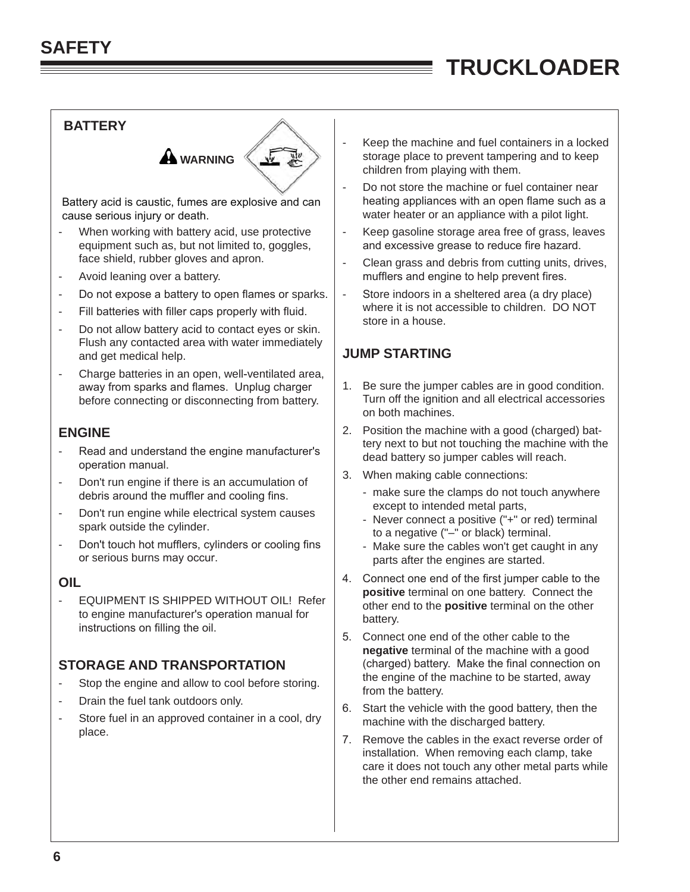## BATTERY

**WARNING**

Battery acid is caustic, fumes are explosive and can cause serious injury or death.

- When working with battery acid, use protective equipment such as, but not limited to, goggles, face shield, rubber gloves and apron.
- Avoid leaning over a battery.
- Do not expose a battery to open flames or sparks.
- Fill batteries with filler caps properly with fluid.
- Do not allow battery acid to contact eyes or skin. Flush any contacted area with water immediately and get medical help.
- Charge batteries in an open, well-ventilated area, away from sparks and flames. Unplug charger before connecting or disconnecting from battery.

## ENGINE

- Read and understand the engine manufacturer's operation manual.
- Don't run engine if there is an accumulation of debris around the muffler and cooling fins.
- Don't run engine while electrical system causes spark outside the cylinder.
- Don't touch hot mufflers, cylinders or cooling fins or serious burns may occur.

## OIL

- EQUIPMENT IS SHIPPED WITHOUT OIL! Refer to engine manufacturer's operation manual for instructions on filling the oil.

## STORAGE AND TRANSPORTATION

- Stop the engine and allow to cool before storing.
- Drain the fuel tank outdoors only.
- Store fuel in an approved container in a cool, dry place.
- Keep the machine and fuel containers in a locked storage place to prevent tampering and to keep children from playing with them.
- Do not store the machine or fuel container near heating appliances with an open flame such as a water heater or an appliance with a pilot light.
- Keep gasoline storage area free of grass, leaves and excessive grease to reduce fire hazard.
- Clean grass and debris from cutting units, drives, mufflers and engine to help prevent fires.
- Store indoors in a sheltered area (a dry place) where it is not accessible to children. DO NOT store in a house.

## JUMP STARTING

1. Be sure the jumper cables are in good condition. Turn off the ignition and all electrical accessories on both machines.
2. Position the machine with a good (charged) battery next to but not touching the machine with the dead battery so jumper cables will reach.
3. When making cable connections:
   - make sure the clamps do not touch anywhere except to intended metal parts,
   - Never connect a positive ("+" or red) terminal to a negative ("–" or black) terminal.
   - Make sure the cables won't get caught in any parts after the engines are started.
4. Connect one end of the first jumper cable to the **positive** terminal on one battery. Connect the other end to the **positive** terminal on the other battery.
5. Connect one end of the other cable to the **negative** terminal of the machine with a good (charged) battery. Make the final connection on the engine of the machine to be started, away from the battery.
6. Start the vehicle with the good battery, then the machine with the discharged battery.
7. Remove the cables in the exact reverse order of installation. When removing each clamp, take care it does not touch any other metal parts while the other end remains attached.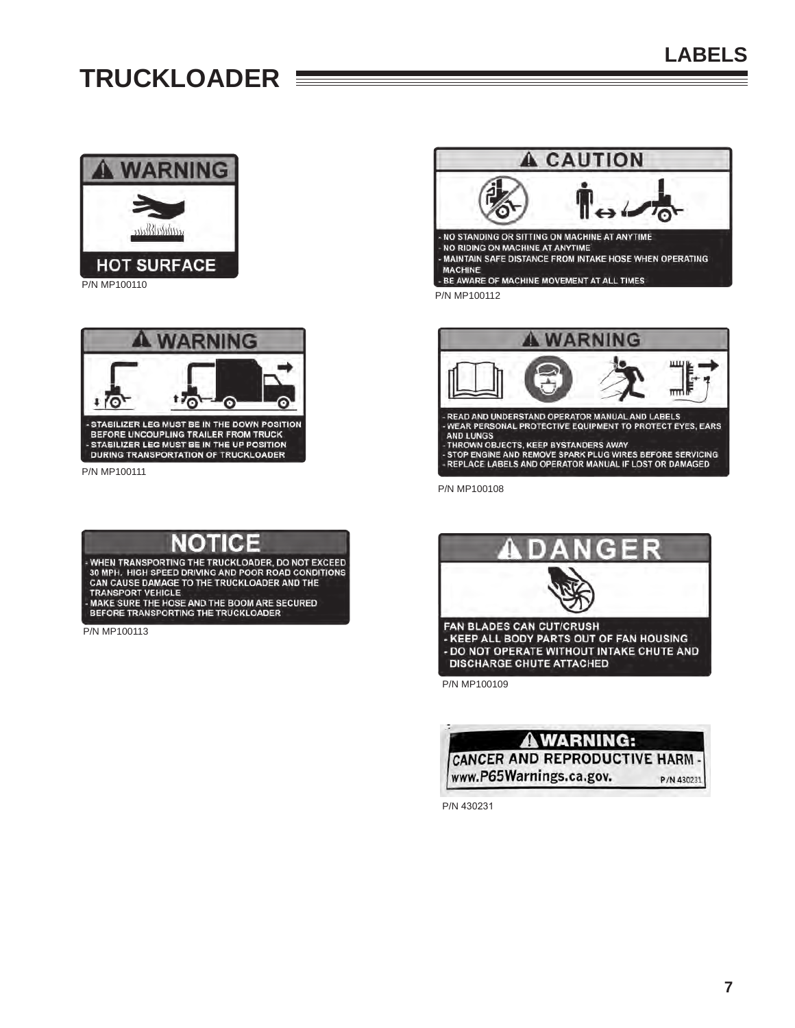# TRUCKLOADER

## LABELS

**⚠ WARNING**

**HOT SURFACE**

P/N MP100110

**⚠ CAUTION**

- NO STANDING OR SITTING ON MACHINE AT ANYTIME
- NO RIDING ON MACHINE AT ANYTIME
- MAINTAIN SAFE DISTANCE FROM INTAKE HOSE WHEN OPERATING MACHINE
- BE AWARE OF MACHINE MOVEMENT AT ALL TIMES

P/N MP100112

**⚠ WARNING**

- STABILIZER LEG MUST BE IN THE DOWN POSITION BEFORE UNCOUPLING TRAILER FROM TRUCK
- STABILIZER LEG MUST BE IN THE UP POSITION DURING TRANSPORTATION OF TRUCKLOADER

P/N MP100111

**⚠ WARNING**

- READ AND UNDERSTAND OPERATOR MANUAL AND LABELS
- WEAR PERSONAL PROTECTIVE EQUIPMENT TO PROTECT EYES, EARS AND LUNGS
- THROWN OBJECTS, KEEP BYSTANDERS AWAY
- STOP ENGINE AND REMOVE SPARK PLUG WIRES BEFORE SERVICING
- REPLACE LABELS AND OPERATOR MANUAL IF LOST OR DAMAGED

P/N MP100108

**NOTICE**

- WHEN TRANSPORTING THE TRUCKLOADER, DO NOT EXCEED 30 MPH. HIGH SPEED DRIVING AND POOR ROAD CONDITIONS CAN CAUSE DAMAGE TO THE TRUCKLOADER AND THE TRANSPORT VEHICLE
- MAKE SURE THE HOSE AND THE BOOM ARE SECURED BEFORE TRANSPORTING THE TRUCKLOADER

P/N MP100113

**⚠ DANGER**

FAN BLADES CAN CUT/CRUSH

- KEEP ALL BODY PARTS OUT OF FAN HOUSING
- DO NOT OPERATE WITHOUT INTAKE CHUTE AND DISCHARGE CHUTE ATTACHED

P/N MP100109

**⚠ WARNING:**

CANCER AND REPRODUCTIVE HARM - www.P65Warnings.ca.gov. P/N 430231

P/N 430231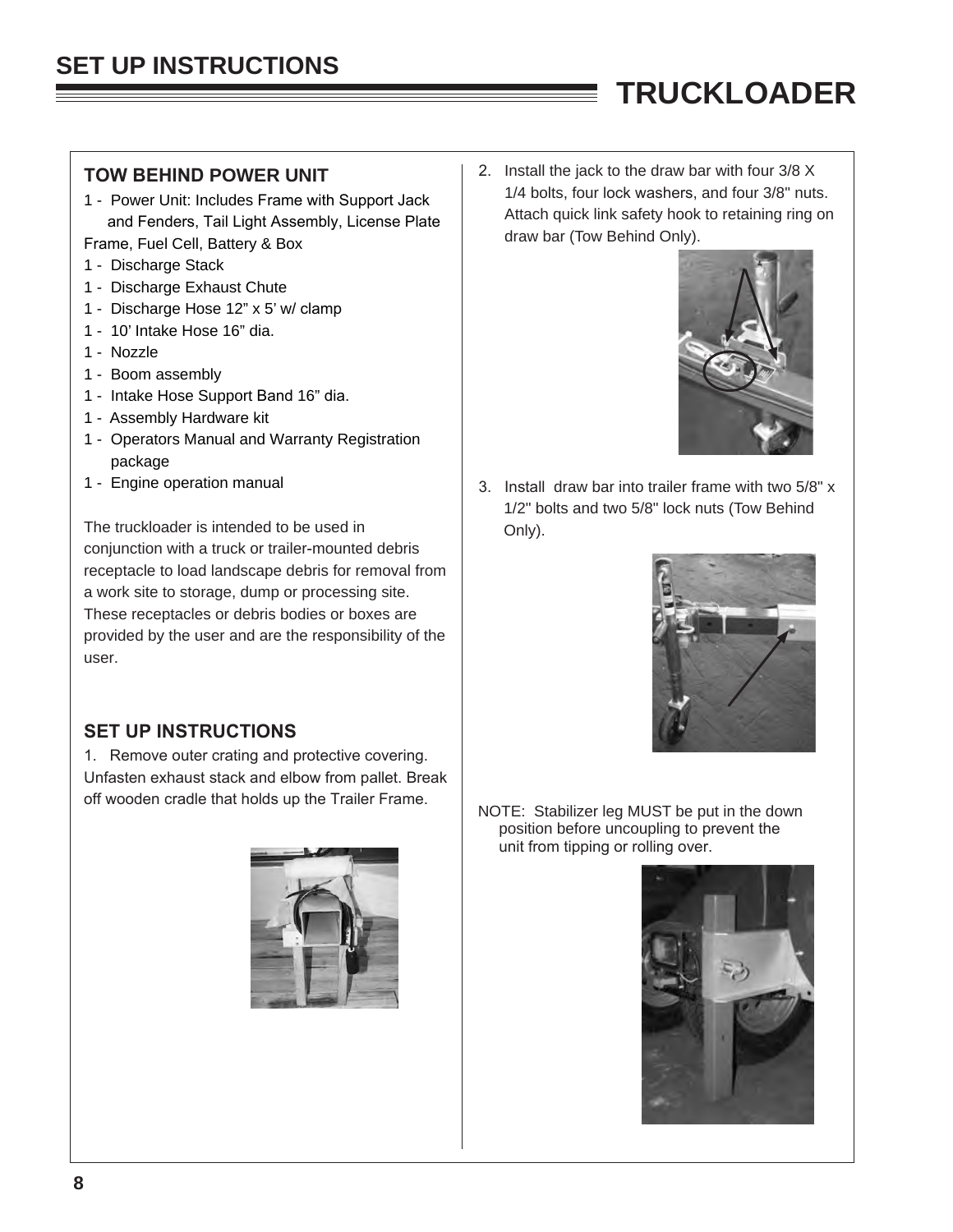## TRUCKLOADER

### TOW BEHIND POWER UNIT

1 - Power Unit: Includes Frame with Support Jack and Fenders, Tail Light Assembly, License Plate Frame, Fuel Cell, Battery & Box
1 - Discharge Stack
1 - Discharge Exhaust Chute
1 - Discharge Hose 12” x 5’ w/ clamp
1 - 10’ Intake Hose 16” dia.
1 - Nozzle
1 - Boom assembly
1 - Intake Hose Support Band 16” dia.
1 - Assembly Hardware kit
1 - Operators Manual and Warranty Registration package
1 - Engine operation manual

The truckloader is intended to be used in conjunction with a truck or trailer-mounted debris receptacle to load landscape debris for removal from a work site to storage, dump or processing site. These receptacles or debris bodies or boxes are provided by the user and are the responsibility of the user.

### SET UP INSTRUCTIONS

1. Remove outer crating and protective covering. Unfasten exhaust stack and elbow from pallet. Break off wooden cradle that holds up the Trailer Frame.

2. Install the jack to the draw bar with four 3/8 X 1/4 bolts, four lock washers, and four 3/8" nuts. Attach quick link safety hook to retaining ring on draw bar (Tow Behind Only).

3. Install draw bar into trailer frame with two 5/8" x 1/2" bolts and two 5/8" lock nuts (Tow Behind Only).

NOTE: Stabilizer leg MUST be put in the down position before uncoupling to prevent the unit from tipping or rolling over.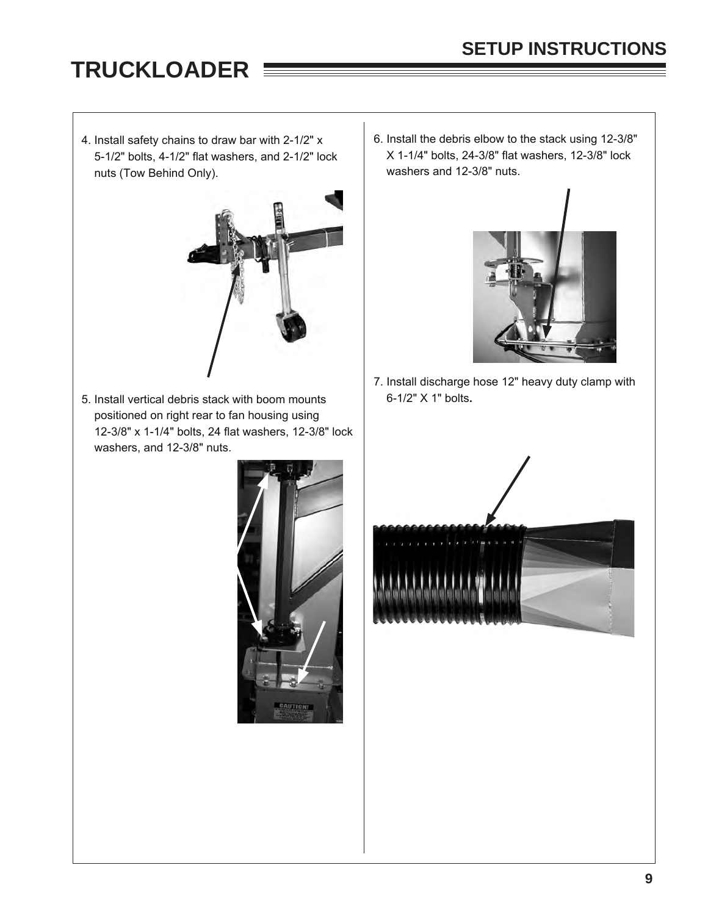4. Install safety chains to draw bar with 2-1/2" x 5-1/2" bolts, 4-1/2" flat washers, and 2-1/2" lock nuts (Tow Behind Only).

5. Install vertical debris stack with boom mounts positioned on right rear to fan housing using 12-3/8" x 1-1/4" bolts, 24 flat washers, 12-3/8" lock washers, and 12-3/8" nuts.

6. Install the debris elbow to the stack using 12-3/8" X 1-1/4" bolts, 24-3/8" flat washers, 12-3/8" lock washers and 12-3/8" nuts.

7. Install discharge hose 12" heavy duty clamp with 6-1/2" X 1" bolts**.**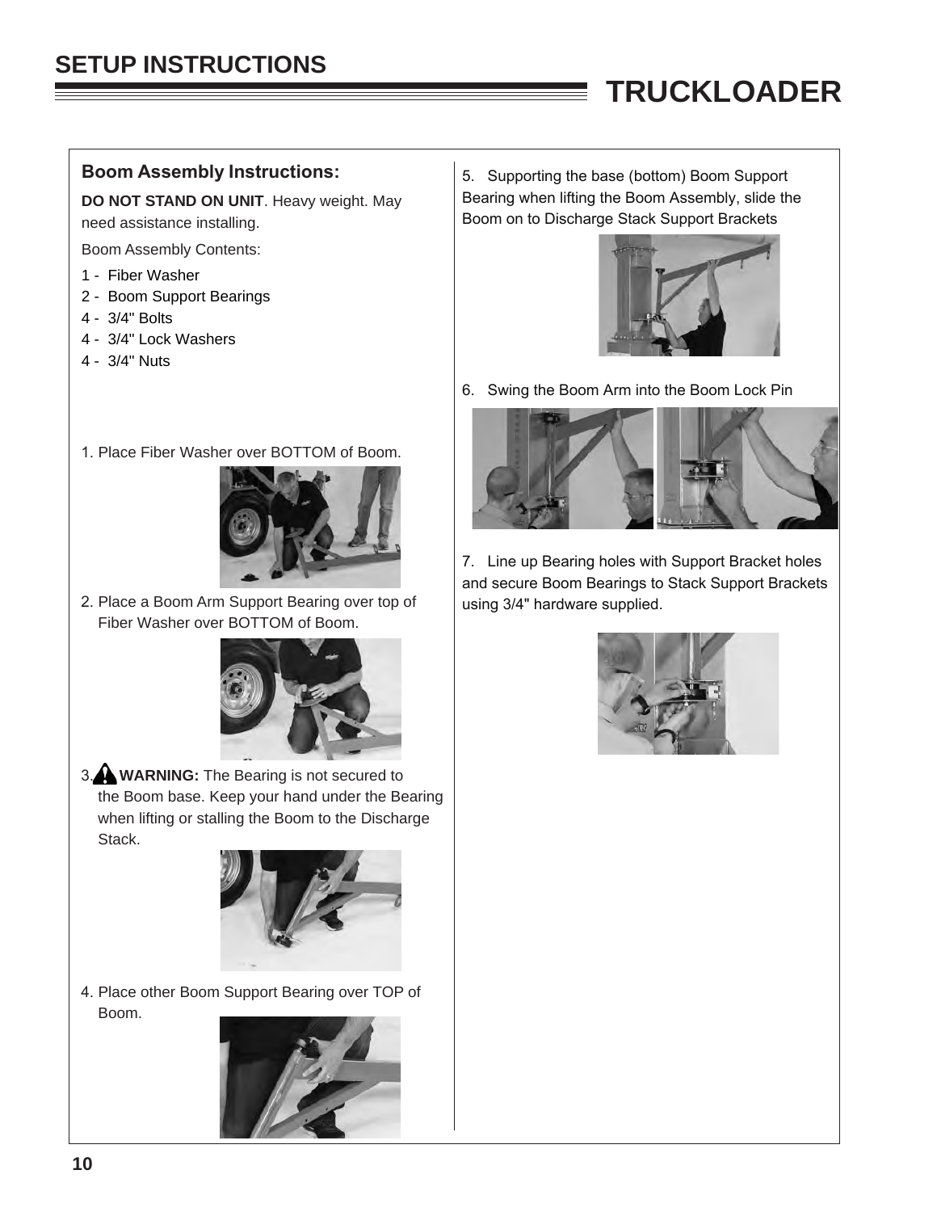## SETUP INSTRUCTIONS

# TRUCKLOADER

### Boom Assembly Instructions:

**DO NOT STAND ON UNIT**. Heavy weight. May need assistance installing.

Boom Assembly Contents:

1 - Fiber Washer
2 - Boom Support Bearings
4 - 3/4" Bolts
4 - 3/4" Lock Washers
4 - 3/4" Nuts

1. Place Fiber Washer over BOTTOM of Boom.

2. Place a Boom Arm Support Bearing over top of Fiber Washer over BOTTOM of Boom.

3. **WARNING:** The Bearing is not secured to the Boom base. Keep your hand under the Bearing when lifting or stalling the Boom to the Discharge Stack.

4. Place other Boom Support Bearing over TOP of Boom.

5. Supporting the base (bottom) Boom Support Bearing when lifting the Boom Assembly, slide the Boom on to Discharge Stack Support Brackets

6. Swing the Boom Arm into the Boom Lock Pin

7. Line up Bearing holes with Support Bracket holes and secure Boom Bearings to Stack Support Brackets using 3/4" hardware supplied.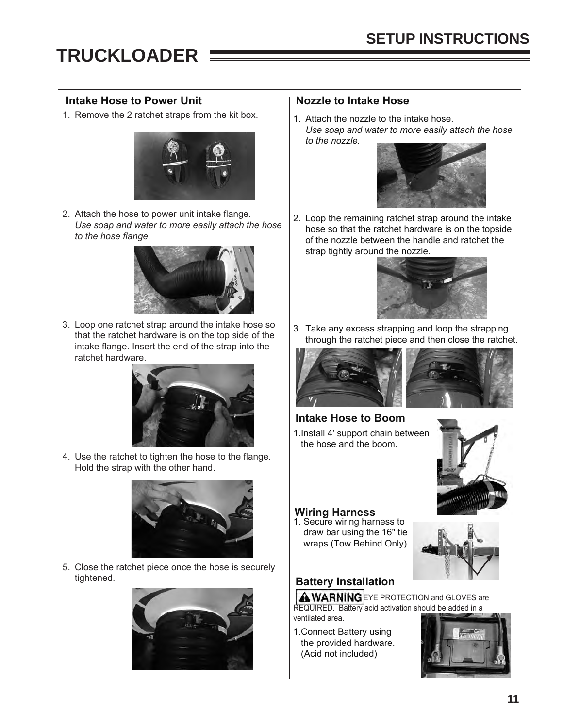# TRUCKLOADER

## SETUP INSTRUCTIONS

### Intake Hose to Power Unit

1. Remove the 2 ratchet straps from the kit box.
2. Attach the hose to power unit intake flange.
   *Use soap and water to more easily attach the hose to the hose flange.*
3. Loop one ratchet strap around the intake hose so that the ratchet hardware is on the top side of the intake flange. Insert the end of the strap into the ratchet hardware.
4. Use the ratchet to tighten the hose to the flange. Hold the strap with the other hand.
5. Close the ratchet piece once the hose is securely tightened.

### Nozzle to Intake Hose

1. Attach the nozzle to the intake hose.
   *Use soap and water to more easily attach the hose to the nozzle.*
2. Loop the remaining ratchet strap around the intake hose so that the ratchet hardware is on the topside of the nozzle between the handle and ratchet the strap tightly around the nozzle.
3. Take any excess strapping and loop the strapping through the ratchet piece and then close the ratchet.

### Intake Hose to Boom

1. Install 4' support chain between the hose and the boom.

### Wiring Harness

1. Secure wiring harness to draw bar using the 16" tie wraps (Tow Behind Only).

### Battery Installation

**⚠ WARNING** EYE PROTECTION and GLOVES are REQUIRED. Battery acid activation should be added in a ventilated area.

1. Connect Battery using the provided hardware. (Acid not included)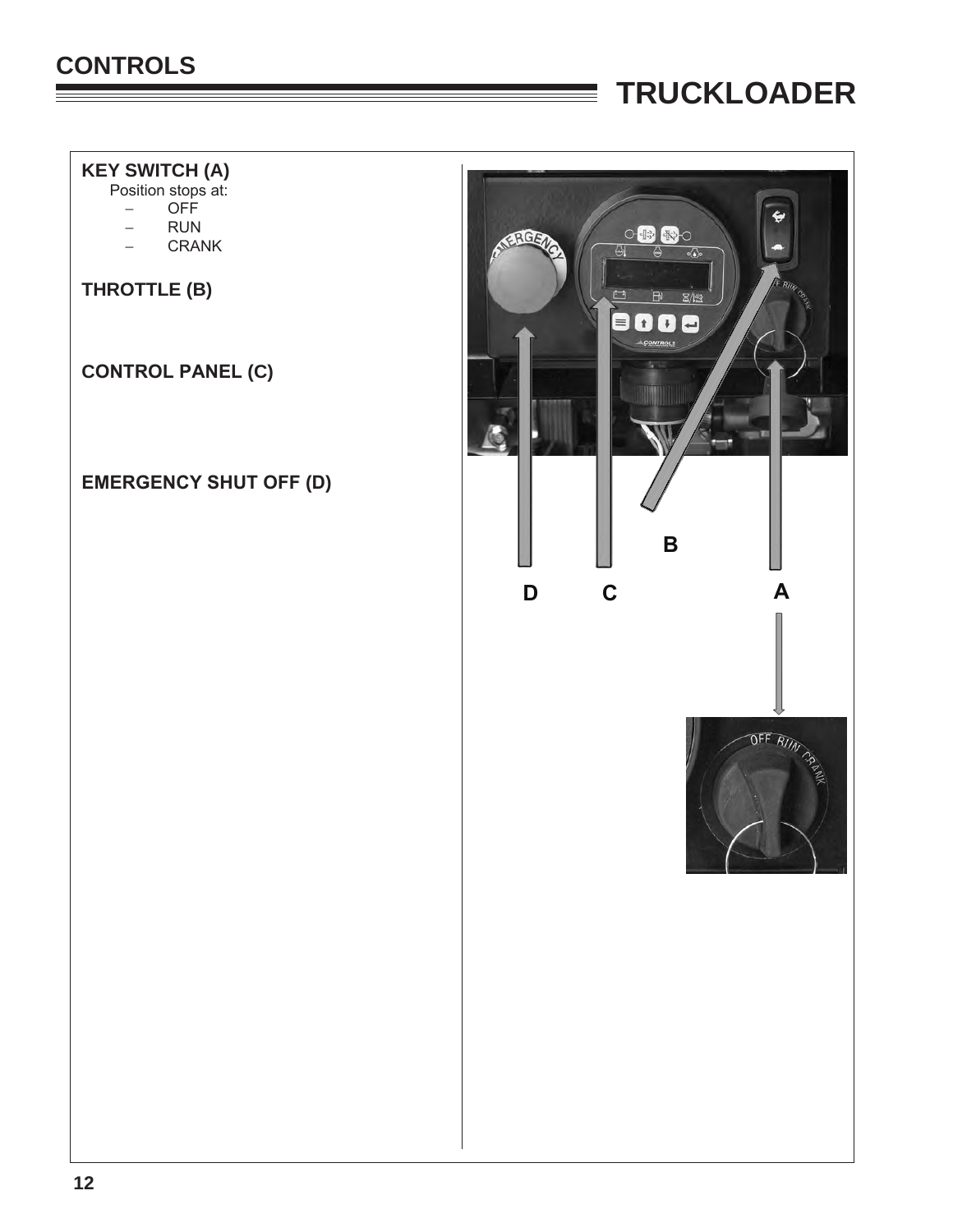# CONTROLS

# TRUCKLOADER

**KEY SWITCH (A)**

Position stops at:

- OFF
- RUN
- CRANK

**THROTTLE (B)**

**CONTROL PANEL (C)**

**EMERGENCY SHUT OFF (D)**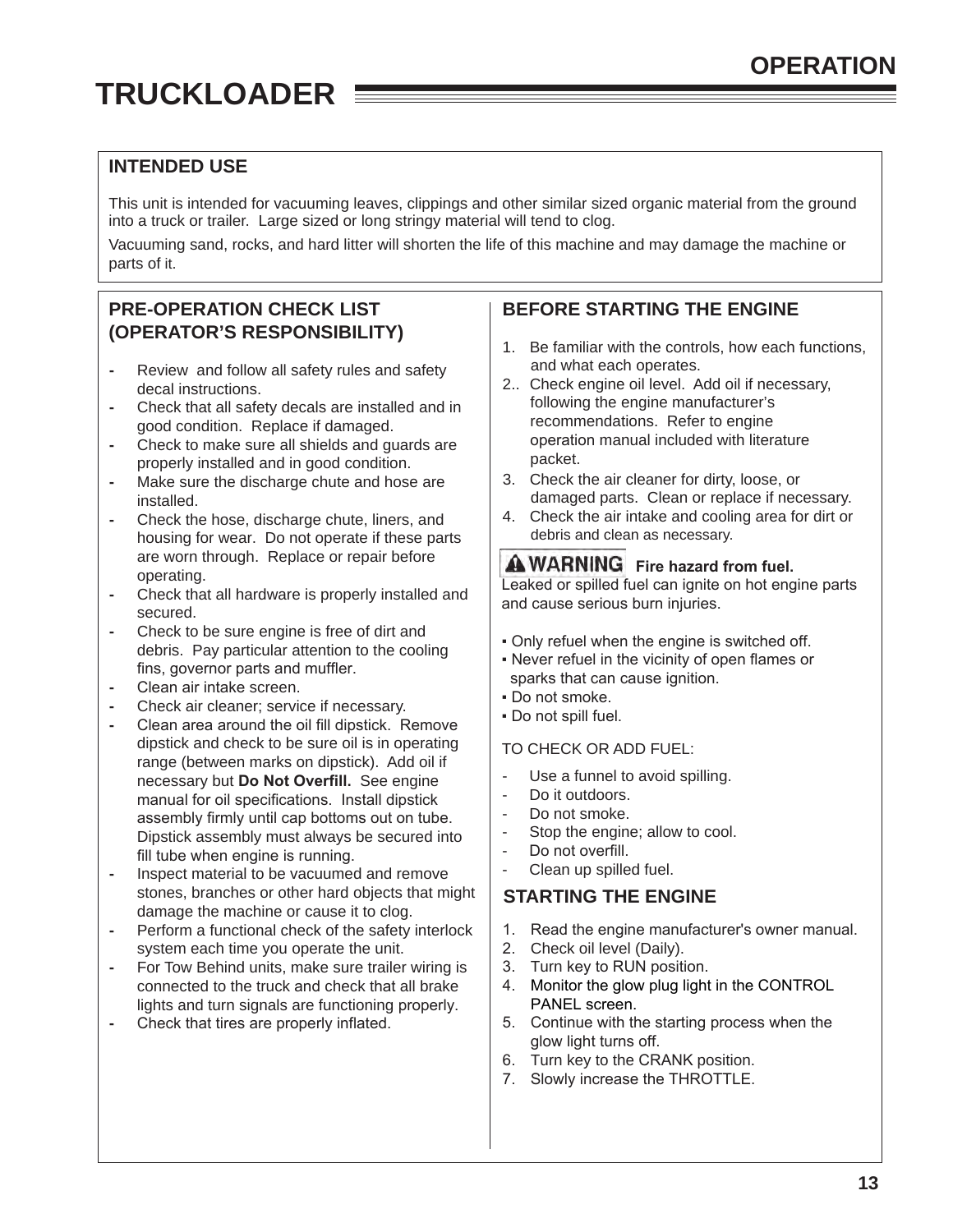# TRUCKLOADER

## OPERATION

### INTENDED USE

This unit is intended for vacuuming leaves, clippings and other similar sized organic material from the ground into a truck or trailer. Large sized or long stringy material will tend to clog.

Vacuuming sand, rocks, and hard litter will shorten the life of this machine and may damage the machine or parts of it.

### PRE-OPERATION CHECK LIST (OPERATOR'S RESPONSIBILITY)

- Review and follow all safety rules and safety decal instructions.
- Check that all safety decals are installed and in good condition. Replace if damaged.
- Check to make sure all shields and guards are properly installed and in good condition.
- Make sure the discharge chute and hose are installed.
- Check the hose, discharge chute, liners, and housing for wear. Do not operate if these parts are worn through. Replace or repair before operating.
- Check that all hardware is properly installed and secured.
- Check to be sure engine is free of dirt and debris. Pay particular attention to the cooling fins, governor parts and muffler.
- Clean air intake screen.
- Check air cleaner; service if necessary.
- Clean area around the oil fill dipstick. Remove dipstick and check to be sure oil is in operating range (between marks on dipstick). Add oil if necessary but **Do Not Overfill.** See engine manual for oil specifications. Install dipstick assembly firmly until cap bottoms out on tube. Dipstick assembly must always be secured into fill tube when engine is running.
- Inspect material to be vacuumed and remove stones, branches or other hard objects that might damage the machine or cause it to clog.
- Perform a functional check of the safety interlock system each time you operate the unit.
- For Tow Behind units, make sure trailer wiring is connected to the truck and check that all brake lights and turn signals are functioning properly.
- Check that tires are properly inflated.

### BEFORE STARTING THE ENGINE

1. Be familiar with the controls, how each functions, and what each operates.
2. Check engine oil level. Add oil if necessary, following the engine manufacturer's recommendations. Refer to engine operation manual included with literature packet.
3. Check the air cleaner for dirty, loose, or damaged parts. Clean or replace if necessary.
4. Check the air intake and cooling area for dirt or debris and clean as necessary.

**⚠ WARNING Fire hazard from fuel.**
Leaked or spilled fuel can ignite on hot engine parts and cause serious burn injuries.

- Only refuel when the engine is switched off.
- Never refuel in the vicinity of open flames or sparks that can cause ignition.
- Do not smoke.
- Do not spill fuel.

TO CHECK OR ADD FUEL:

- Use a funnel to avoid spilling.
- Do it outdoors.
- Do not smoke.
- Stop the engine; allow to cool.
- Do not overfill.
- Clean up spilled fuel.

### STARTING THE ENGINE

1. Read the engine manufacturer's owner manual.
2. Check oil level (Daily).
3. Turn key to RUN position.
4. Monitor the glow plug light in the CONTROL PANEL screen.
5. Continue with the starting process when the glow light turns off.
6. Turn key to the CRANK position.
7. Slowly increase the THROTTLE.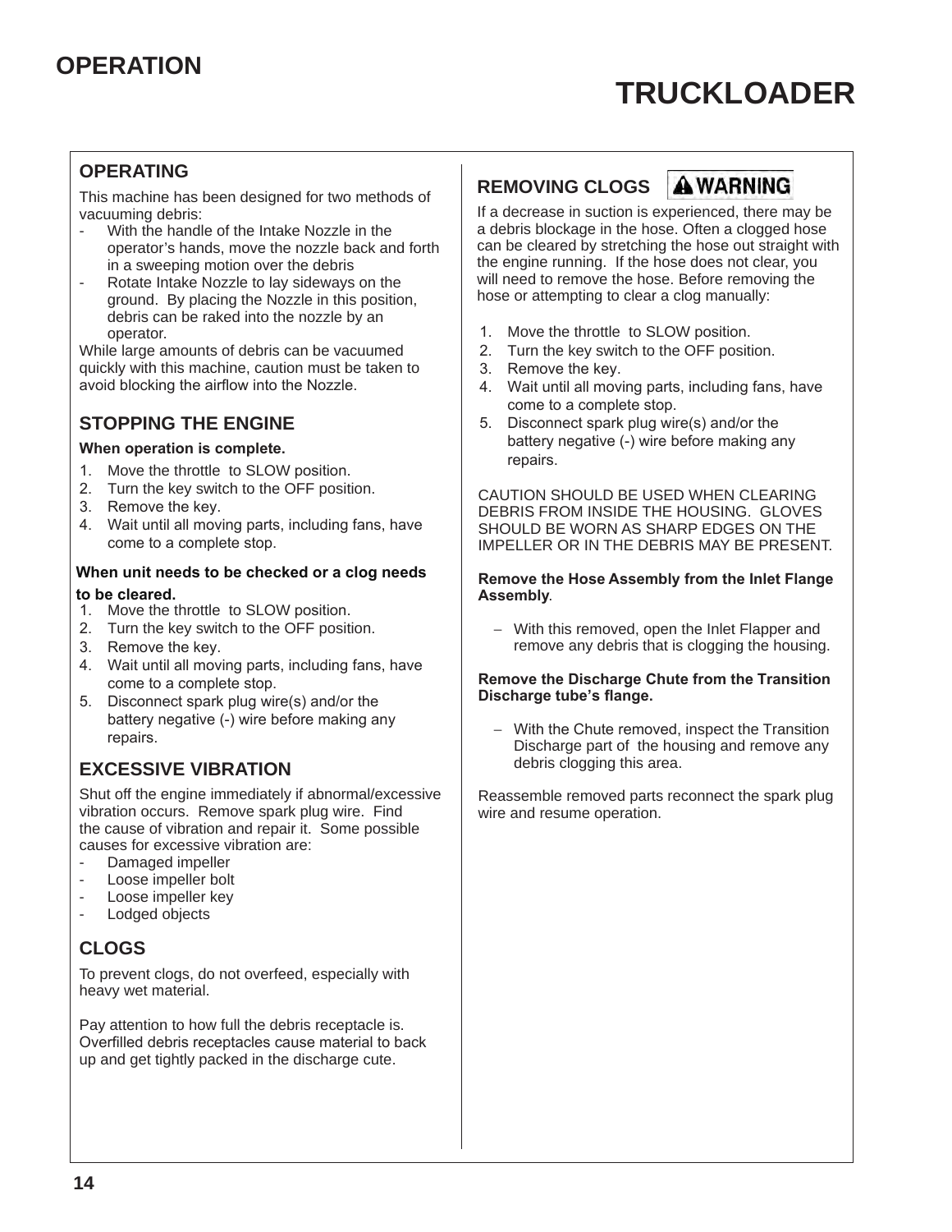# OPERATION

# TRUCKLOADER

## OPERATING

This machine has been designed for two methods of vacuuming debris:

- With the handle of the Intake Nozzle in the operator's hands, move the nozzle back and forth in a sweeping motion over the debris
- Rotate Intake Nozzle to lay sideways on the ground. By placing the Nozzle in this position, debris can be raked into the nozzle by an operator.

While large amounts of debris can be vacuumed quickly with this machine, caution must be taken to avoid blocking the airflow into the Nozzle.

## STOPPING THE ENGINE

**When operation is complete.**

1. Move the throttle to SLOW position.
2. Turn the key switch to the OFF position.
3. Remove the key.
4. Wait until all moving parts, including fans, have come to a complete stop.

**When unit needs to be checked or a clog needs to be cleared.**

1. Move the throttle to SLOW position.
2. Turn the key switch to the OFF position.
3. Remove the key.
4. Wait until all moving parts, including fans, have come to a complete stop.
5. Disconnect spark plug wire(s) and/or the battery negative (-) wire before making any repairs.

## EXCESSIVE VIBRATION

Shut off the engine immediately if abnormal/excessive vibration occurs. Remove spark plug wire. Find the cause of vibration and repair it. Some possible causes for excessive vibration are:

- Damaged impeller
- Loose impeller bolt
- Loose impeller key
- Lodged objects

## CLOGS

To prevent clogs, do not overfeed, especially with heavy wet material.

Pay attention to how full the debris receptacle is. Overfilled debris receptacles cause material to back up and get tightly packed in the discharge cute.

## REMOVING CLOGS ⚠ WARNING

If a decrease in suction is experienced, there may be a debris blockage in the hose. Often a clogged hose can be cleared by stretching the hose out straight with the engine running. If the hose does not clear, you will need to remove the hose. Before removing the hose or attempting to clear a clog manually:

1. Move the throttle to SLOW position.
2. Turn the key switch to the OFF position.
3. Remove the key.
4. Wait until all moving parts, including fans, have come to a complete stop.
5. Disconnect spark plug wire(s) and/or the battery negative (-) wire before making any repairs.

CAUTION SHOULD BE USED WHEN CLEARING DEBRIS FROM INSIDE THE HOUSING. GLOVES SHOULD BE WORN AS SHARP EDGES ON THE IMPELLER OR IN THE DEBRIS MAY BE PRESENT.

**Remove the Hose Assembly from the Inlet Flange Assembly**.

- With this removed, open the Inlet Flapper and remove any debris that is clogging the housing.

**Remove the Discharge Chute from the Transition Discharge tube's flange.**

- With the Chute removed, inspect the Transition Discharge part of the housing and remove any debris clogging this area.

Reassemble removed parts reconnect the spark plug wire and resume operation.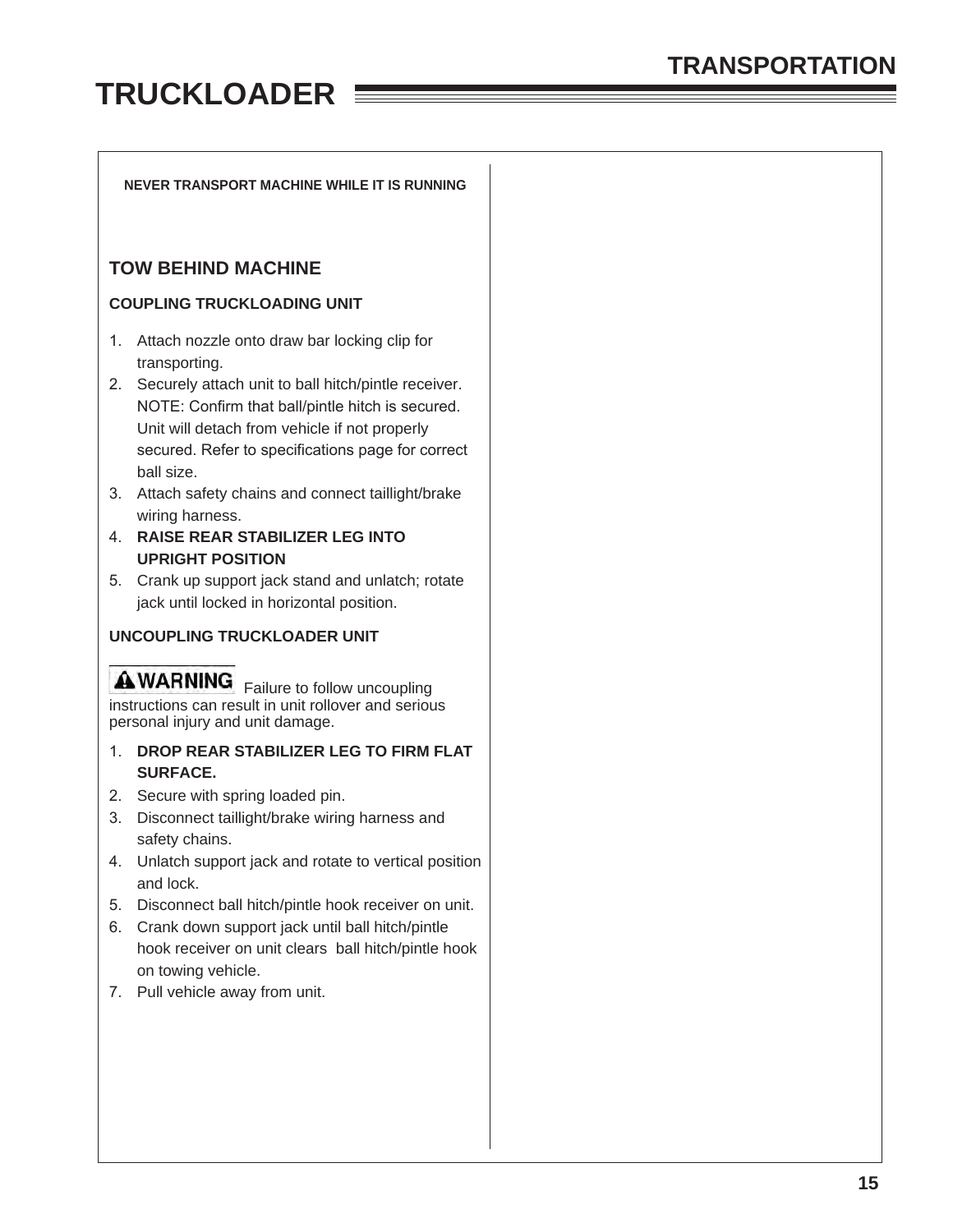# TRUCKLOADER

## TRANSPORTATION

**NEVER TRANSPORT MACHINE WHILE IT IS RUNNING**

### TOW BEHIND MACHINE

**COUPLING TRUCKLOADING UNIT**

1. Attach nozzle onto draw bar locking clip for transporting.
2. Securely attach unit to ball hitch/pintle receiver. NOTE: Confirm that ball/pintle hitch is secured. Unit will detach from vehicle if not properly secured. Refer to specifications page for correct ball size.
3. Attach safety chains and connect taillight/brake wiring harness.
4. **RAISE REAR STABILIZER LEG INTO UPRIGHT POSITION**
5. Crank up support jack stand and unlatch; rotate jack until locked in horizontal position.

**UNCOUPLING TRUCKLOADER UNIT**

**⚠WARNING** Failure to follow uncoupling instructions can result in unit rollover and serious personal injury and unit damage.

1. **DROP REAR STABILIZER LEG TO FIRM FLAT SURFACE.**
2. Secure with spring loaded pin.
3. Disconnect taillight/brake wiring harness and safety chains.
4. Unlatch support jack and rotate to vertical position and lock.
5. Disconnect ball hitch/pintle hook receiver on unit.
6. Crank down support jack until ball hitch/pintle hook receiver on unit clears ball hitch/pintle hook on towing vehicle.
7. Pull vehicle away from unit.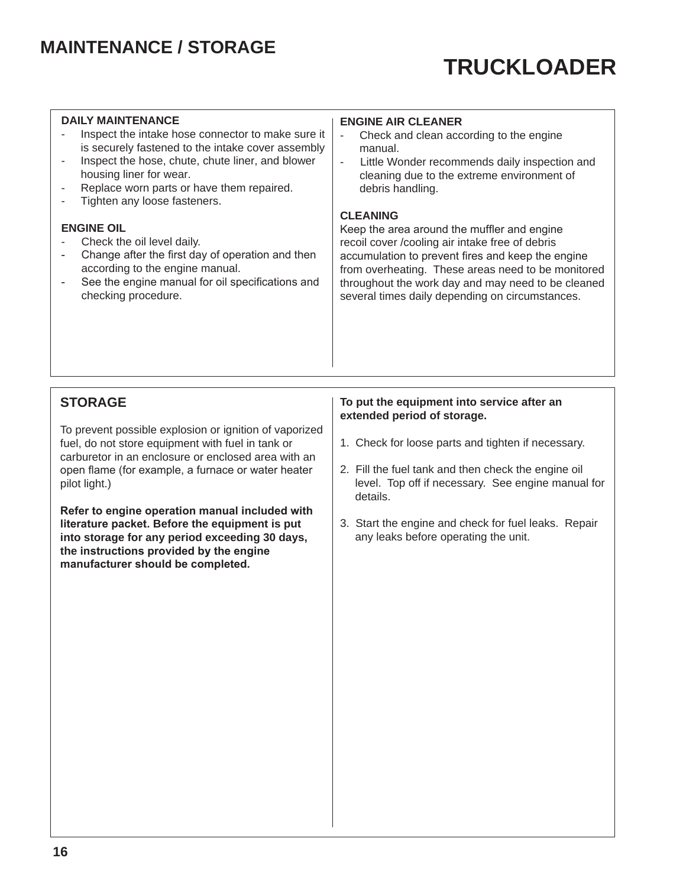# MAINTENANCE / STORAGE

# TRUCKLOADER

### DAILY MAINTENANCE

- Inspect the intake hose connector to make sure it is securely fastened to the intake cover assembly
- Inspect the hose, chute, chute liner, and blower housing liner for wear.
- Replace worn parts or have them repaired.
- Tighten any loose fasteners.

### ENGINE OIL

- Check the oil level daily.
- Change after the first day of operation and then according to the engine manual.
- See the engine manual for oil specifications and checking procedure.

### ENGINE AIR CLEANER

- Check and clean according to the engine manual.
- Little Wonder recommends daily inspection and cleaning due to the extreme environment of debris handling.

### CLEANING

Keep the area around the muffler and engine recoil cover /cooling air intake free of debris accumulation to prevent fires and keep the engine from overheating. These areas need to be monitored throughout the work day and may need to be cleaned several times daily depending on circumstances.

## STORAGE

To prevent possible explosion or ignition of vaporized fuel, do not store equipment with fuel in tank or carburetor in an enclosure or enclosed area with an open flame (for example, a furnace or water heater pilot light.)

**Refer to engine operation manual included with literature packet. Before the equipment is put into storage for any period exceeding 30 days, the instructions provided by the engine manufacturer should be completed.**

**To put the equipment into service after an extended period of storage.**

1. Check for loose parts and tighten if necessary.
2. Fill the fuel tank and then check the engine oil level. Top off if necessary. See engine manual for details.
3. Start the engine and check for fuel leaks. Repair any leaks before operating the unit.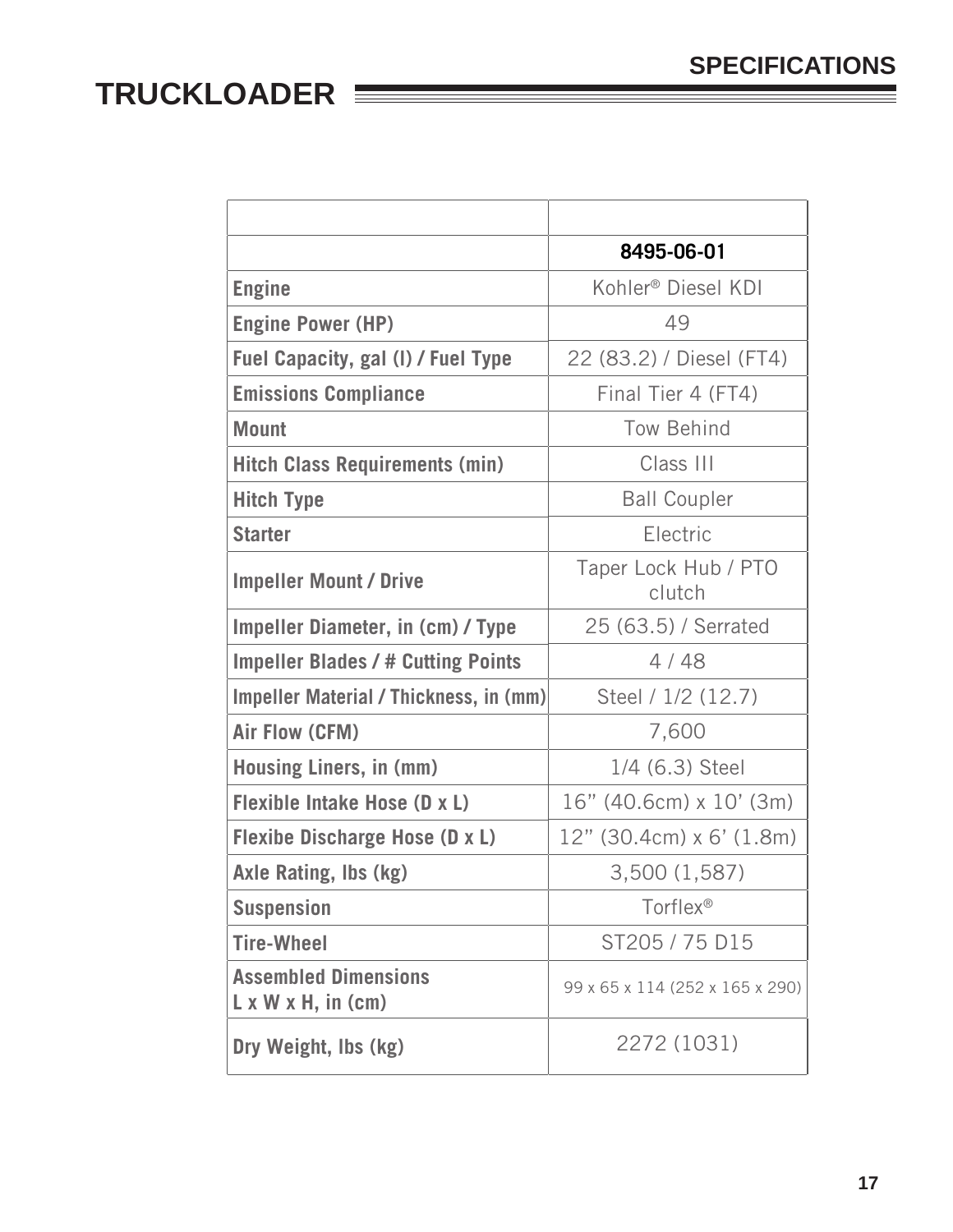# TRUCKLOADER

## SPECIFICATIONS

| | |
|---|---|
| | **8495-06-01** |
| **Engine** | Kohler® Diesel KDI |
| **Engine Power (HP)** | 49 |
| **Fuel Capacity, gal (l) / Fuel Type** | 22 (83.2) / Diesel (FT4) |
| **Emissions Compliance** | Final Tier 4 (FT4) |
| **Mount** | Tow Behind |
| **Hitch Class Requirements (min)** | Class III |
| **Hitch Type** | Ball Coupler |
| **Starter** | Electric |
| **Impeller Mount / Drive** | Taper Lock Hub / PTO clutch |
| **Impeller Diameter, in (cm) / Type** | 25 (63.5) / Serrated |
| **Impeller Blades / # Cutting Points** | 4 / 48 |
| **Impeller Material / Thickness, in (mm)** | Steel / 1/2 (12.7) |
| **Air Flow (CFM)** | 7,600 |
| **Housing Liners, in (mm)** | 1/4 (6.3) Steel |
| **Flexible Intake Hose (D x L)** | 16” (40.6cm) x 10’ (3m) |
| **Flexibe Discharge Hose (D x L)** | 12” (30.4cm) x 6’ (1.8m) |
| **Axle Rating, lbs (kg)** | 3,500 (1,587) |
| **Suspension** | Torflex® |
| **Tire-Wheel** | ST205 / 75 D15 |
| **Assembled Dimensions L x W x H, in (cm)** | 99 x 65 x 114 (252 x 165 x 290) |
| **Dry Weight, lbs (kg)** | 2272 (1031) |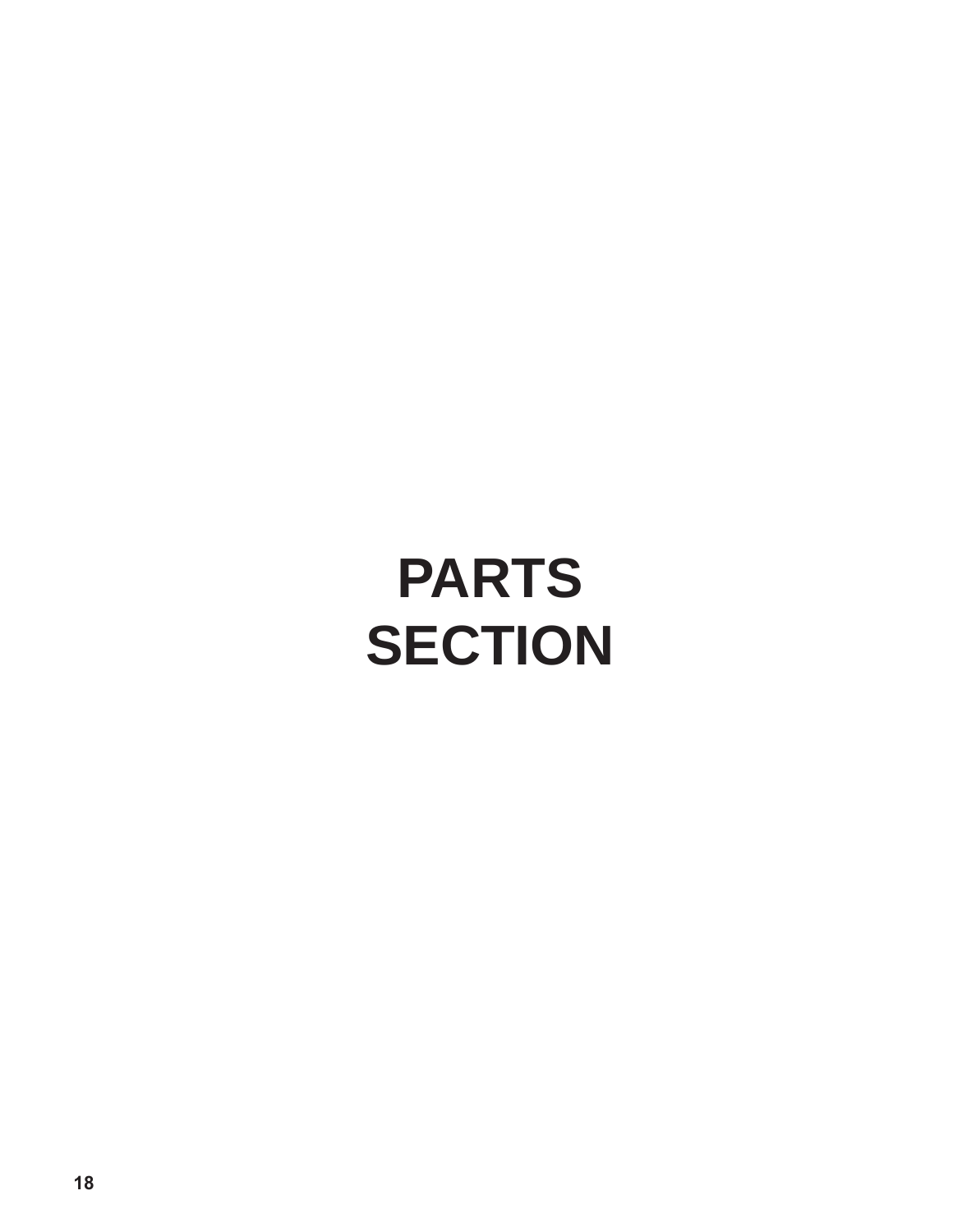# PARTS SECTION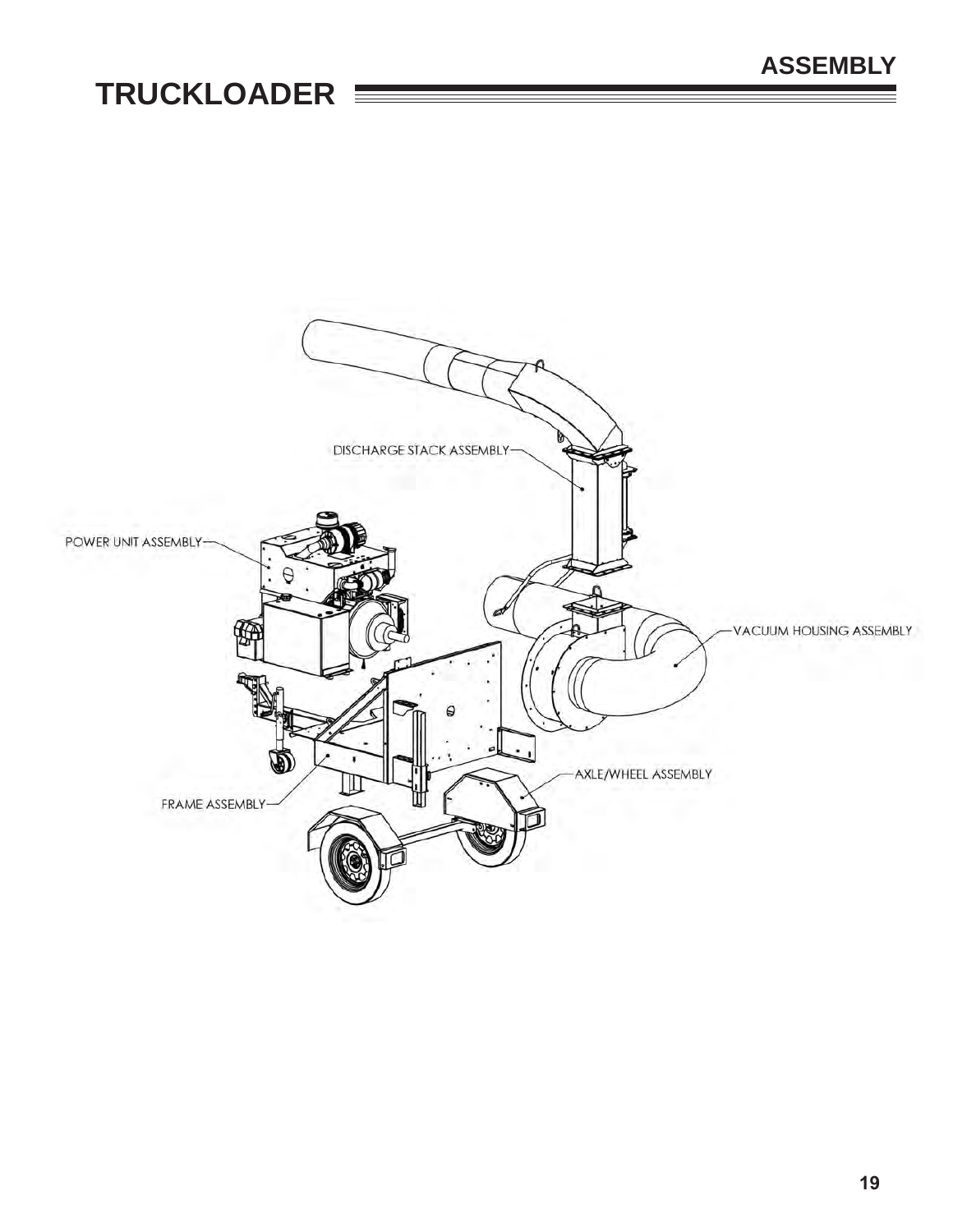# TRUCKLOADER

DISCHARGE STACK ASSEMBLY

POWER UNIT ASSEMBLY

VACUUM HOUSING ASSEMBLY

AXLE/WHEEL ASSEMBLY

FRAME ASSEMBLY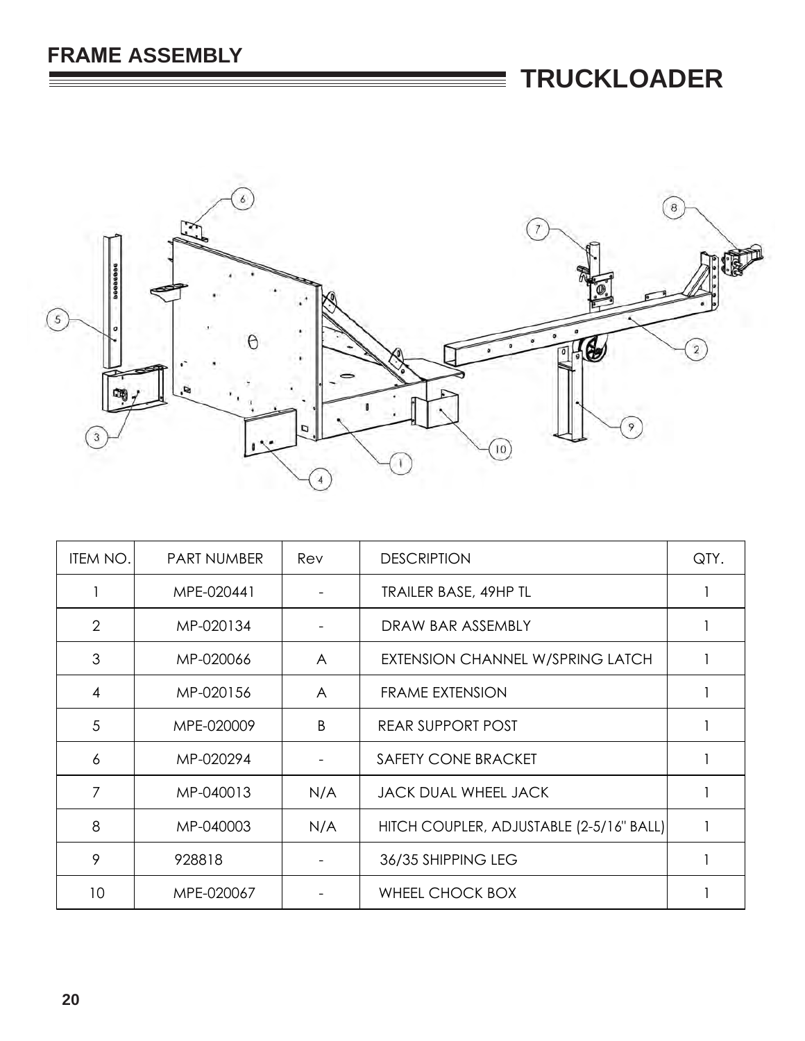## FRAME ASSEMBLY

# TRUCKLOADER

| ITEM NO. | PART NUMBER | Rev | DESCRIPTION | QTY. |
|---|---|---|---|---|
| 1 | MPE-020441 | - | TRAILER BASE, 49HP TL | 1 |
| 2 | MP-020134 | - | DRAW BAR ASSEMBLY | 1 |
| 3 | MP-020066 | A | EXTENSION CHANNEL W/SPRING LATCH | 1 |
| 4 | MP-020156 | A | FRAME EXTENSION | 1 |
| 5 | MPE-020009 | B | REAR SUPPORT POST | 1 |
| 6 | MP-020294 | - | SAFETY CONE BRACKET | 1 |
| 7 | MP-040013 | N/A | JACK DUAL WHEEL JACK | 1 |
| 8 | MP-040003 | N/A | HITCH COUPLER, ADJUSTABLE (2-5/16" BALL) | 1 |
| 9 | 928818 | - | 36/35 SHIPPING LEG | 1 |
| 10 | MPE-020067 | - | WHEEL CHOCK BOX | 1 |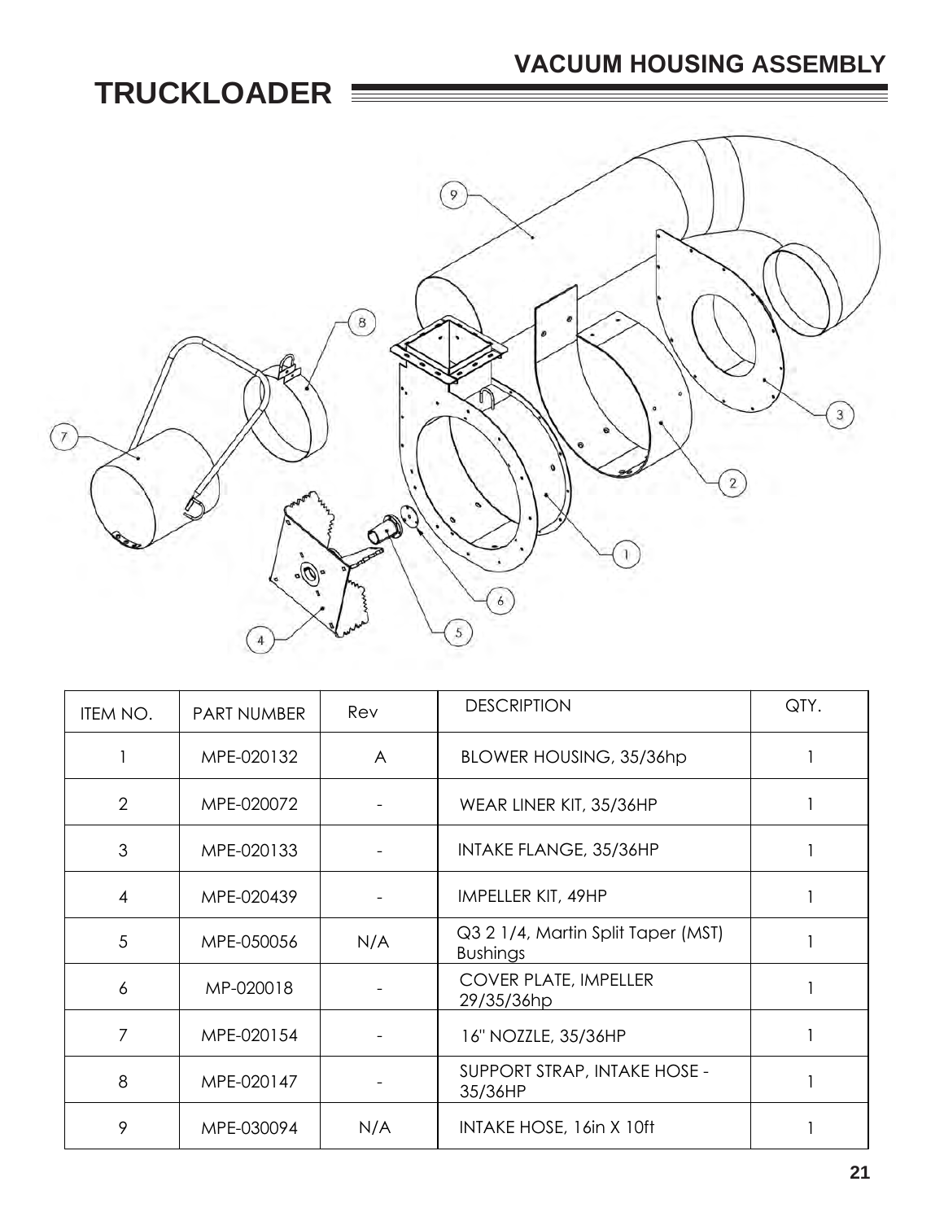# TRUCKLOADER

## VACUUM HOUSING ASSEMBLY

| ITEM NO. | PART NUMBER | Rev | DESCRIPTION | QTY. |
|---|---|---|---|---|
| 1 | MPE-020132 | A | BLOWER HOUSING, 35/36hp | 1 |
| 2 | MPE-020072 | - | WEAR LINER KIT, 35/36HP | 1 |
| 3 | MPE-020133 | - | INTAKE FLANGE, 35/36HP | 1 |
| 4 | MPE-020439 | - | IMPELLER KIT, 49HP | 1 |
| 5 | MPE-050056 | N/A | Q3 2 1/4, Martin Split Taper (MST) Bushings | 1 |
| 6 | MP-020018 | - | COVER PLATE, IMPELLER 29/35/36hp | 1 |
| 7 | MPE-020154 | - | 16" NOZZLE, 35/36HP | 1 |
| 8 | MPE-020147 | - | SUPPORT STRAP, INTAKE HOSE - 35/36HP | 1 |
| 9 | MPE-030094 | N/A | INTAKE HOSE, 16in X 10ft | 1 |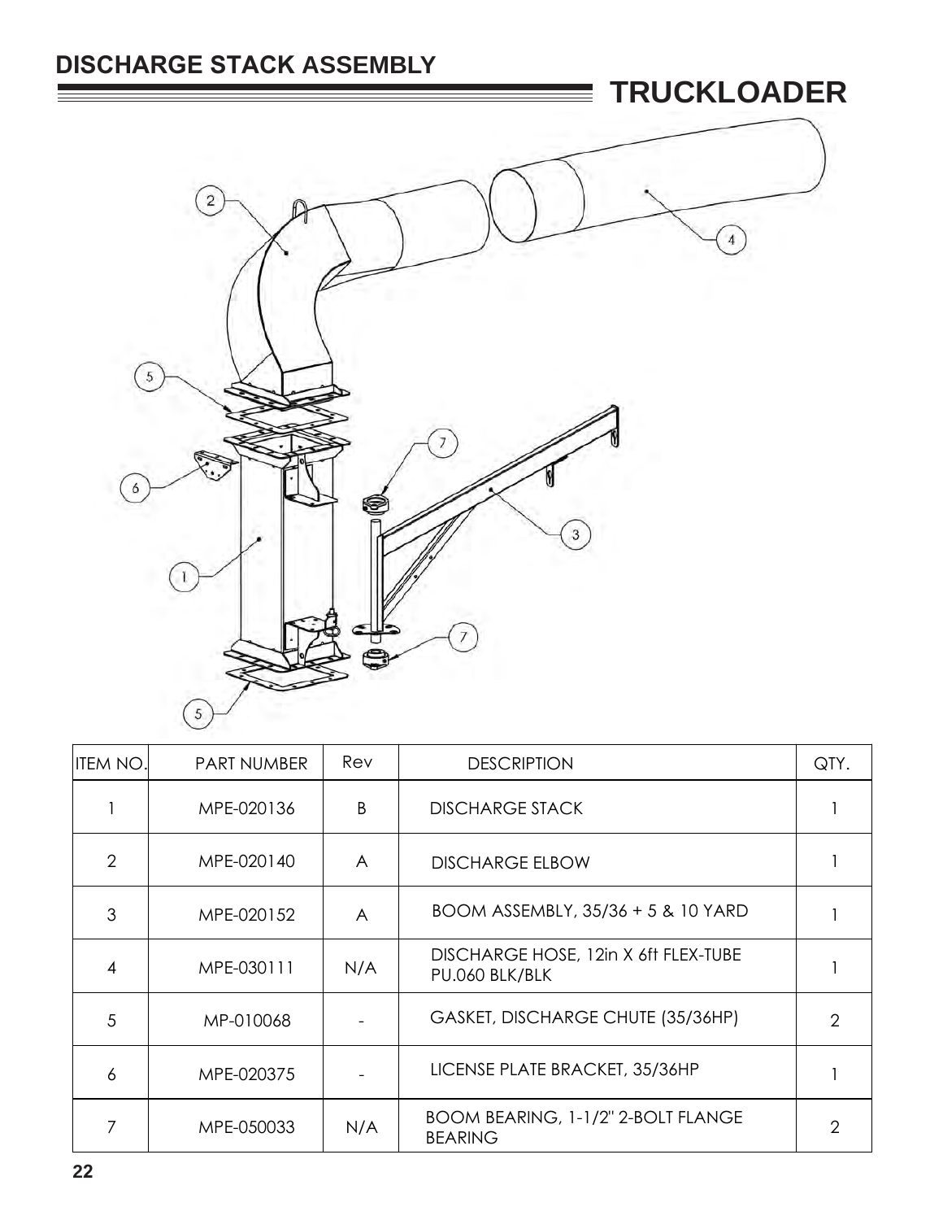## DISCHARGE STACK ASSEMBLY

# TRUCKLOADER

| ITEM NO. | PART NUMBER | Rev | DESCRIPTION | QTY. |
|---|---|---|---|---|
| 1 | MPE-020136 | B | DISCHARGE STACK | 1 |
| 2 | MPE-020140 | A | DISCHARGE ELBOW | 1 |
| 3 | MPE-020152 | A | BOOM ASSEMBLY, 35/36 + 5 & 10 YARD | 1 |
| 4 | MPE-030111 | N/A | DISCHARGE HOSE, 12in X 6ft FLEX-TUBE PU.060 BLK/BLK | 1 |
| 5 | MP-010068 | - | GASKET, DISCHARGE CHUTE (35/36HP) | 2 |
| 6 | MPE-020375 | - | LICENSE PLATE BRACKET, 35/36HP | 1 |
| 7 | MPE-050033 | N/A | BOOM BEARING, 1-1/2" 2-BOLT FLANGE BEARING | 2 |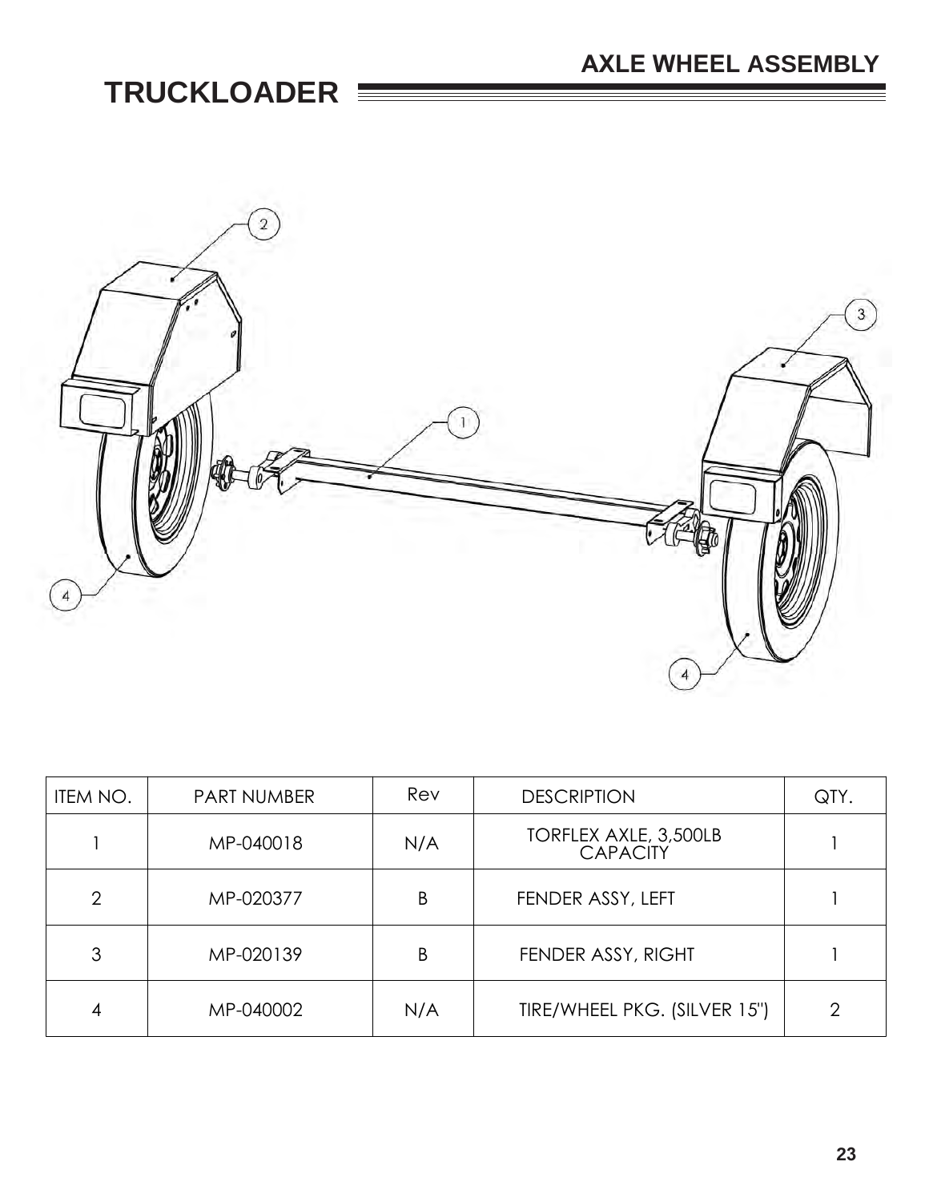# TRUCKLOADER

## AXLE WHEEL ASSEMBLY

| ITEM NO. | PART NUMBER | Rev | DESCRIPTION | QTY. |
|---|---|---|---|---|
| 1 | MP-040018 | N/A | TORFLEX AXLE, 3,500LB CAPACITY | 1 |
| 2 | MP-020377 | B | FENDER ASSY, LEFT | 1 |
| 3 | MP-020139 | B | FENDER ASSY, RIGHT | 1 |
| 4 | MP-040002 | N/A | TIRE/WHEEL PKG. (SILVER 15") | 2 |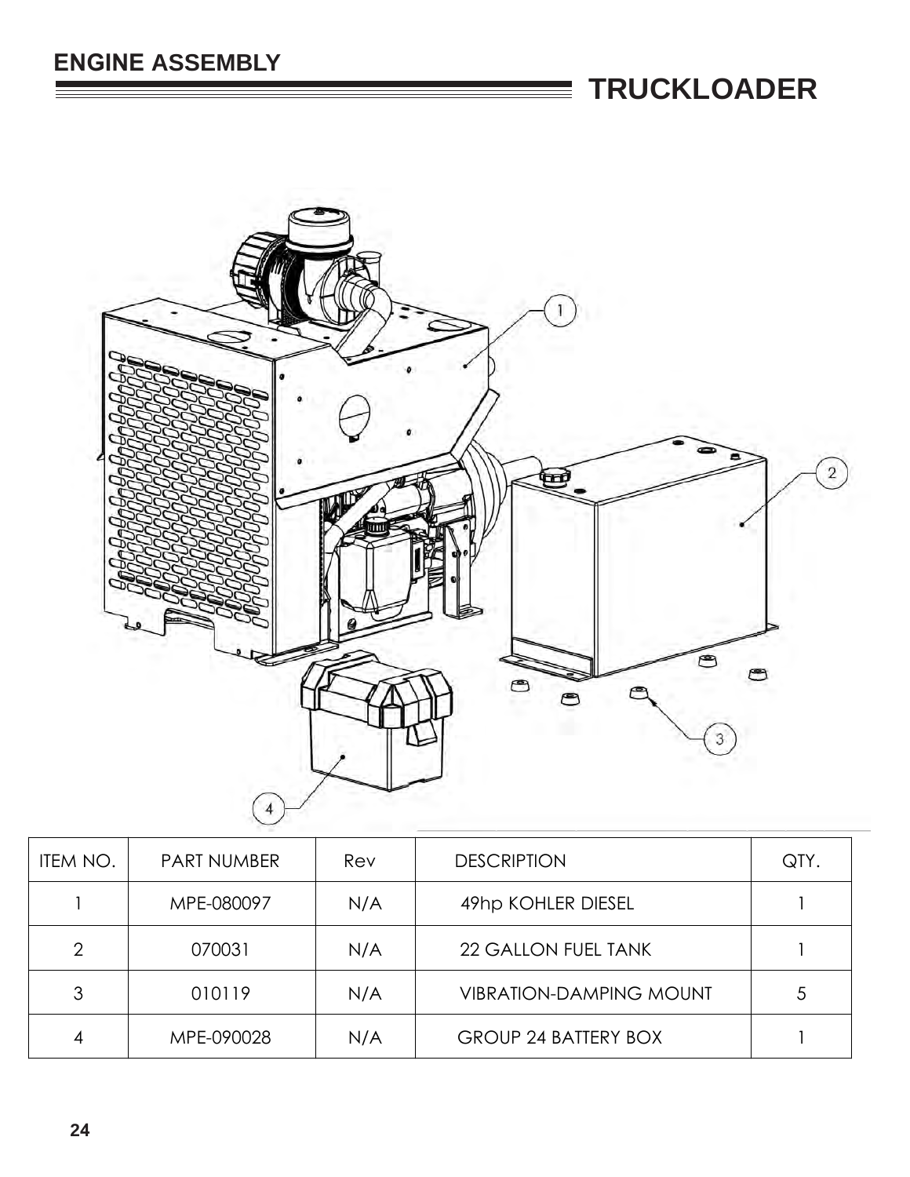# ENGINE ASSEMBLY

## TRUCKLOADER

| ITEM NO. | PART NUMBER | Rev | DESCRIPTION | QTY. |
|---|---|---|---|---|
| 1 | MPE-080097 | N/A | 49hp KOHLER DIESEL | 1 |
| 2 | 070031 | N/A | 22 GALLON FUEL TANK | 1 |
| 3 | 010119 | N/A | VIBRATION-DAMPING MOUNT | 5 |
| 4 | MPE-090028 | N/A | GROUP 24 BATTERY BOX | 1 |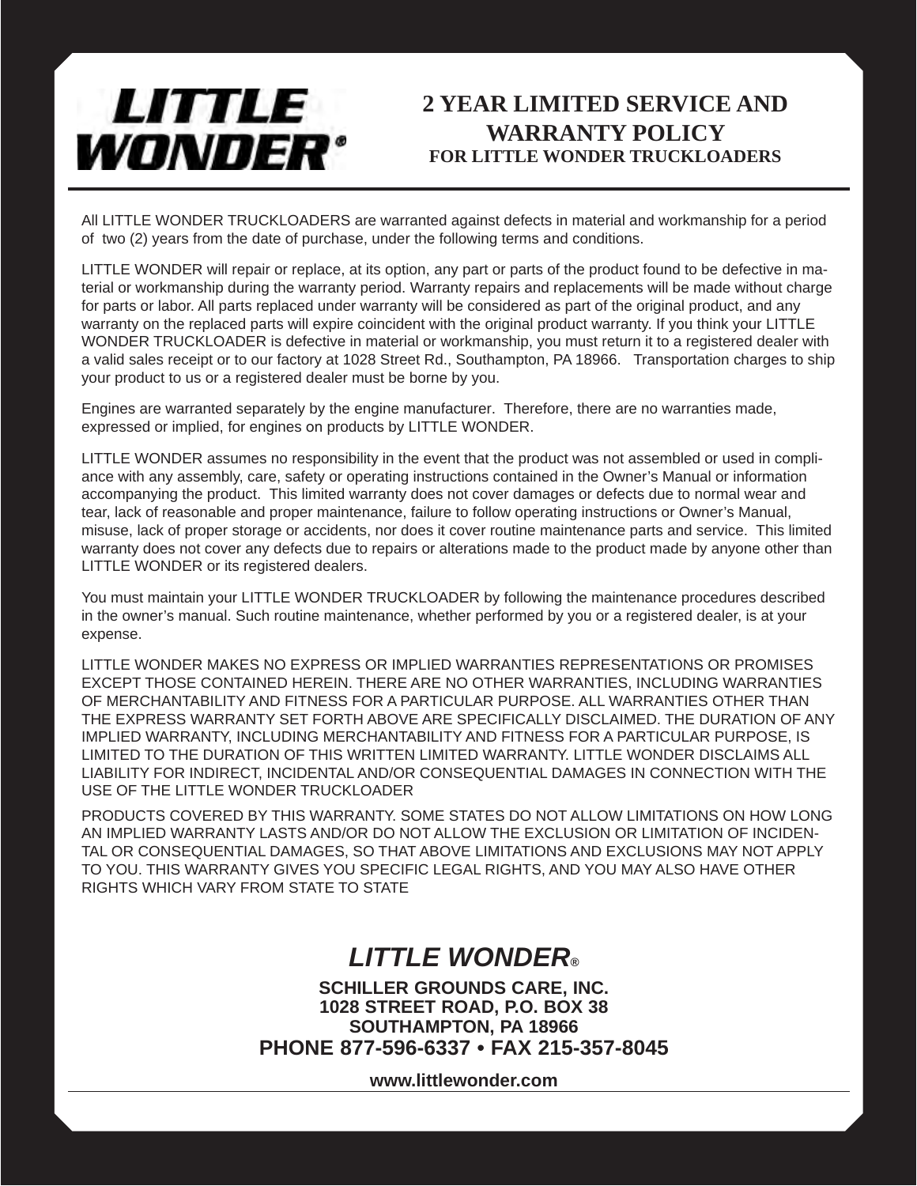**LITTLE WONDER®**

# 2 YEAR LIMITED SERVICE AND WARRANTY POLICY

## FOR LITTLE WONDER TRUCKLOADERS

All LITTLE WONDER TRUCKLOADERS are warranted against defects in material and workmanship for a period of two (2) years from the date of purchase, under the following terms and conditions.

LITTLE WONDER will repair or replace, at its option, any part or parts of the product found to be defective in material or workmanship during the warranty period. Warranty repairs and replacements will be made without charge for parts or labor. All parts replaced under warranty will be considered as part of the original product, and any warranty on the replaced parts will expire coincident with the original product warranty. If you think your LITTLE WONDER TRUCKLOADER is defective in material or workmanship, you must return it to a registered dealer with a valid sales receipt or to our factory at 1028 Street Rd., Southampton, PA 18966. Transportation charges to ship your product to us or a registered dealer must be borne by you.

Engines are warranted separately by the engine manufacturer. Therefore, there are no warranties made, expressed or implied, for engines on products by LITTLE WONDER.

LITTLE WONDER assumes no responsibility in the event that the product was not assembled or used in compliance with any assembly, care, safety or operating instructions contained in the Owner's Manual or information accompanying the product. This limited warranty does not cover damages or defects due to normal wear and tear, lack of reasonable and proper maintenance, failure to follow operating instructions or Owner's Manual, misuse, lack of proper storage or accidents, nor does it cover routine maintenance parts and service. This limited warranty does not cover any defects due to repairs or alterations made to the product made by anyone other than LITTLE WONDER or its registered dealers.

You must maintain your LITTLE WONDER TRUCKLOADER by following the maintenance procedures described in the owner's manual. Such routine maintenance, whether performed by you or a registered dealer, is at your expense.

LITTLE WONDER MAKES NO EXPRESS OR IMPLIED WARRANTIES REPRESENTATIONS OR PROMISES EXCEPT THOSE CONTAINED HEREIN. THERE ARE NO OTHER WARRANTIES, INCLUDING WARRANTIES OF MERCHANTABILITY AND FITNESS FOR A PARTICULAR PURPOSE. ALL WARRANTIES OTHER THAN THE EXPRESS WARRANTY SET FORTH ABOVE ARE SPECIFICALLY DISCLAIMED. THE DURATION OF ANY IMPLIED WARRANTY, INCLUDING MERCHANTABILITY AND FITNESS FOR A PARTICULAR PURPOSE, IS LIMITED TO THE DURATION OF THIS WRITTEN LIMITED WARRANTY. LITTLE WONDER DISCLAIMS ALL LIABILITY FOR INDIRECT, INCIDENTAL AND/OR CONSEQUENTIAL DAMAGES IN CONNECTION WITH THE USE OF THE LITTLE WONDER TRUCKLOADER

PRODUCTS COVERED BY THIS WARRANTY. SOME STATES DO NOT ALLOW LIMITATIONS ON HOW LONG AN IMPLIED WARRANTY LASTS AND/OR DO NOT ALLOW THE EXCLUSION OR LIMITATION OF INCIDENTAL OR CONSEQUENTIAL DAMAGES, SO THAT ABOVE LIMITATIONS AND EXCLUSIONS MAY NOT APPLY TO YOU. THIS WARRANTY GIVES YOU SPECIFIC LEGAL RIGHTS, AND YOU MAY ALSO HAVE OTHER RIGHTS WHICH VARY FROM STATE TO STATE

***LITTLE WONDER®***

**SCHILLER GROUNDS CARE, INC.**
**1028 STREET ROAD, P.O. BOX 38**
**SOUTHAMPTON, PA 18966**
**PHONE 877-596-6337 • FAX 215-357-8045**

**www.littlewonder.com**